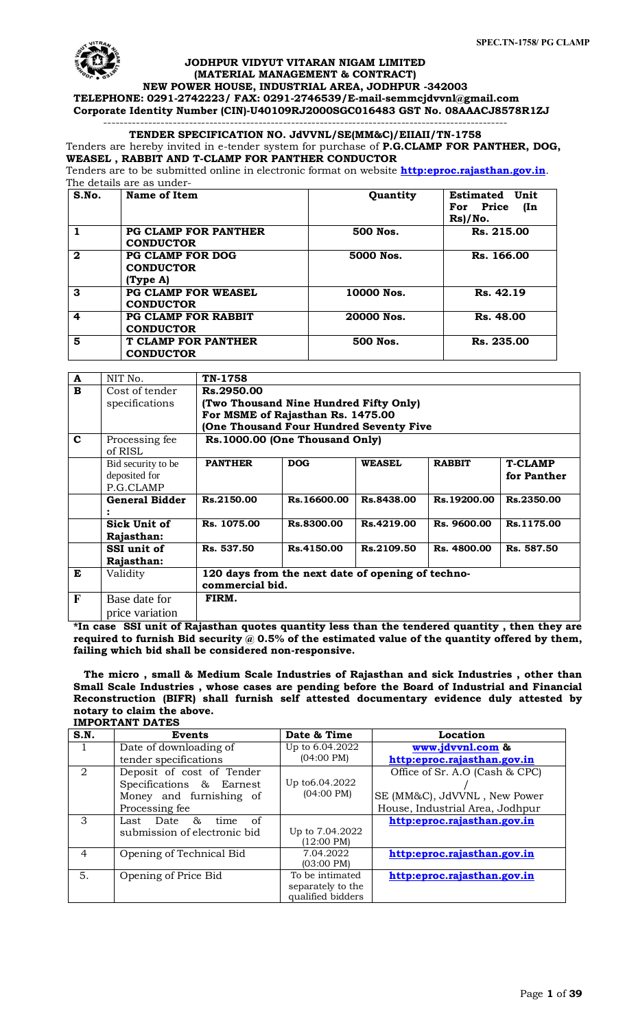# JODHPUR VIDYUT VITARAN NIGAM LIMITED
## (MATERIAL MANAGEMENT & CONTRACT)
**NEW POWER HOUSE, INDUSTRIAL AREA, JODHPUR -342003**
**TELEPHONE: 0291-2742223/ FAX: 0291-2746539/E-mail-semmcjdvvnl@gmail.com**
**Corporate Identity Number (CIN)-U40109RJ2000SGC016483 GST No. 08AAACJ8578R1ZJ**

---

**TENDER SPECIFICATION NO. JdVVNL/SE(MM&C)/EIIAII/TN-1758**

Tenders are hereby invited in e-tender system for purchase of **P.G.CLAMP FOR PANTHER, DOG, WEASEL , RABBIT AND T-CLAMP FOR PANTHER CONDUCTOR**

Tenders are to be submitted online in electronic format on website **http:eproc.rajasthan.gov.in**.

The details are as under-

| S.No. | Name of Item | Quantity | Estimated Unit For Price (In Rs)/No. |
|---|---|---|---|
| 1 | PG CLAMP FOR PANTHER CONDUCTOR | 500 Nos. | Rs. 215.00 |
| 2 | PG CLAMP FOR DOG CONDUCTOR (Type A) | 5000 Nos. | Rs. 166.00 |
| 3 | PG CLAMP FOR WEASEL CONDUCTOR | 10000 Nos. | Rs. 42.19 |
| 4 | PG CLAMP FOR RABBIT CONDUCTOR | 20000 Nos. | Rs. 48.00 |
| 5 | T CLAMP FOR PANTHER CONDUCTOR | 500 Nos. | Rs. 235.00 |

| A | NIT No. | TN-1758 | | | | |
|---|---|---|---|---|---|---|
| B | Cost of tender specifications | Rs.2950.00 (Two Thousand Nine Hundred Fifty Only) For MSME of Rajasthan Rs. 1475.00 (One Thousand Four Hundred Seventy Five | | | | |
| C | Processing fee of RISL | Rs.1000.00 (One Thousand Only) | | | | |
| | Bid security to be deposited for P.G.CLAMP | PANTHER | DOG | WEASEL | RABBIT | T-CLAMP for Panther |
| | General Bidder : | Rs.2150.00 | Rs.16600.00 | Rs.8438.00 | Rs.19200.00 | Rs.2350.00 |
| | Sick Unit of Rajasthan: | Rs. 1075.00 | Rs.8300.00 | Rs.4219.00 | Rs. 9600.00 | Rs.1175.00 |
| | SSI unit of Rajasthan: | Rs. 537.50 | Rs.4150.00 | Rs.2109.50 | Rs. 4800.00 | Rs. 587.50 |
| E | Validity | 120 days from the next date of opening of techno-commercial bid. | | | | |
| F | Base date for price variation | FIRM. | | | | |

**\*In case SSI unit of Rajasthan quotes quantity less than the tendered quantity , then they are required to furnish Bid security @ 0.5% of the estimated value of the quantity offered by them, failing which bid shall be considered non-responsive.**

**The micro , small & Medium Scale Industries of Rajasthan and sick Industries , other than Small Scale Industries , whose cases are pending before the Board of Industrial and Financial Reconstruction (BIFR) shall furnish self attested documentary evidence duly attested by notary to claim the above.**

**IMPORTANT DATES**

| S.N. | Events | Date & Time | Location |
|---|---|---|---|
| 1 | Date of downloading of tender specifications | Up to 6.04.2022 (04:00 PM) | www.jdvvnl.com & http:eproc.rajasthan.gov.in |
| 2 | Deposit of cost of Tender Specifications & Earnest Money and furnishing of Processing fee | Up to6.04.2022 (04:00 PM) | Office of Sr. A.O (Cash & CPC) / SE (MM&C), JdVVNL , New Power House, Industrial Area, Jodhpur |
| 3 | Last Date & time of submission of electronic bid | Up to 7.04.2022 (12:00 PM) | http:eproc.rajasthan.gov.in |
| 4 | Opening of Technical Bid | 7.04.2022 (03:00 PM) | http:eproc.rajasthan.gov.in |
| 5. | Opening of Price Bid | To be intimated separately to the qualified bidders | http:eproc.rajasthan.gov.in |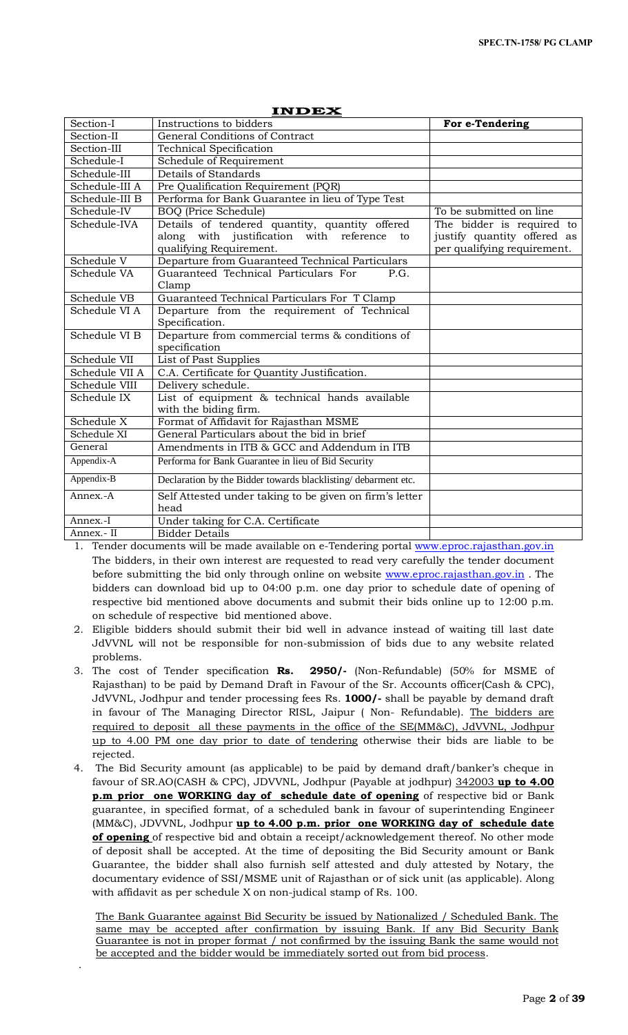# INDEX

| Section-I | Instructions to bidders | **For e-Tendering** |
|---|---|---|
| Section-II | General Conditions of Contract | |
| Section-III | Technical Specification | |
| Schedule-I | Schedule of Requirement | |
| Schedule-III | Details of Standards | |
| Schedule-III A | Pre Qualification Requirement (PQR) | |
| Schedule-III B | Performa for Bank Guarantee in lieu of Type Test | |
| Schedule-IV | BOQ (Price Schedule) | To be submitted on line |
| Schedule-IVA | Details of tendered quantity, quantity offered along with justification with reference to qualifying Requirement. | The bidder is required to justify quantity offered as per qualifying requirement. |
| Schedule V | Departure from Guaranteed Technical Particulars | |
| Schedule VA | Guaranteed Technical Particulars For P.G. Clamp | |
| Schedule VB | Guaranteed Technical Particulars For T Clamp | |
| Schedule VI A | Departure from the requirement of Technical Specification. | |
| Schedule VI B | Departure from commercial terms & conditions of specification | |
| Schedule VII | List of Past Supplies | |
| Schedule VII A | C.A. Certificate for Quantity Justification. | |
| Schedule VIII | Delivery schedule. | |
| Schedule IX | List of equipment & technical hands available with the biding firm. | |
| Schedule X | Format of Affidavit for Rajasthan MSME | |
| Schedule XI | General Particulars about the bid in brief | |
| General | Amendments in ITB & GCC and Addendum in ITB | |
| Appendix-A | Performa for Bank Guarantee in lieu of Bid Security | |
| Appendix-B | Declaration by the Bidder towards blacklisting/ debarment etc. | |
| Annex.-A | Self Attested under taking to be given on firm's letter head | |
| Annex.-I | Under taking for C.A. Certificate | |
| Annex.- II | Bidder Details | |

1. Tender documents will be made available on e-Tendering portal www.eproc.rajasthan.gov.in The bidders, in their own interest are requested to read very carefully the tender document before submitting the bid only through online on website www.eproc.rajasthan.gov.in . The bidders can download bid up to 04:00 p.m. one day prior to schedule date of opening of respective bid mentioned above documents and submit their bids online up to 12:00 p.m. on schedule of respective bid mentioned above.
2. Eligible bidders should submit their bid well in advance instead of waiting till last date JdVVNL will not be responsible for non-submission of bids due to any website related problems.
3. The cost of Tender specification **Rs. 2950/-** (Non-Refundable) (50% for MSME of Rajasthan) to be paid by Demand Draft in Favour of the Sr. Accounts officer(Cash & CPC), JdVVNL, Jodhpur and tender processing fees Rs. **1000/-** shall be payable by demand draft in favour of The Managing Director RISL, Jaipur ( Non- Refundable). The bidders are required to deposit all these payments in the office of the SE(MM&C), JdVVNL, Jodhpur up to 4.00 PM one day prior to date of tendering otherwise their bids are liable to be rejected.
4. The Bid Security amount (as applicable) to be paid by demand draft/banker's cheque in favour of SR.AO(CASH & CPC), JDVVNL, Jodhpur (Payable at jodhpur) 342003 **up to 4.00 p.m prior one WORKING day of schedule date of opening** of respective bid or Bank guarantee, in specified format, of a scheduled bank in favour of superintending Engineer (MM&C), JDVVNL, Jodhpur **up to 4.00 p.m. prior one WORKING day of schedule date of opening** of respective bid and obtain a receipt/acknowledgement thereof. No other mode of deposit shall be accepted. At the time of depositing the Bid Security amount or Bank Guarantee, the bidder shall also furnish self attested and duly attested by Notary, the documentary evidence of SSI/MSME unit of Rajasthan or of sick unit (as applicable). Along with affidavit as per schedule X on non-judical stamp of Rs. 100.

   The Bank Guarantee against Bid Security be issued by Nationalized / Scheduled Bank. The same may be accepted after confirmation by issuing Bank. If any Bid Security Bank Guarantee is not in proper format / not confirmed by the issuing Bank the same would not be accepted and the bidder would be immediately sorted out from bid process.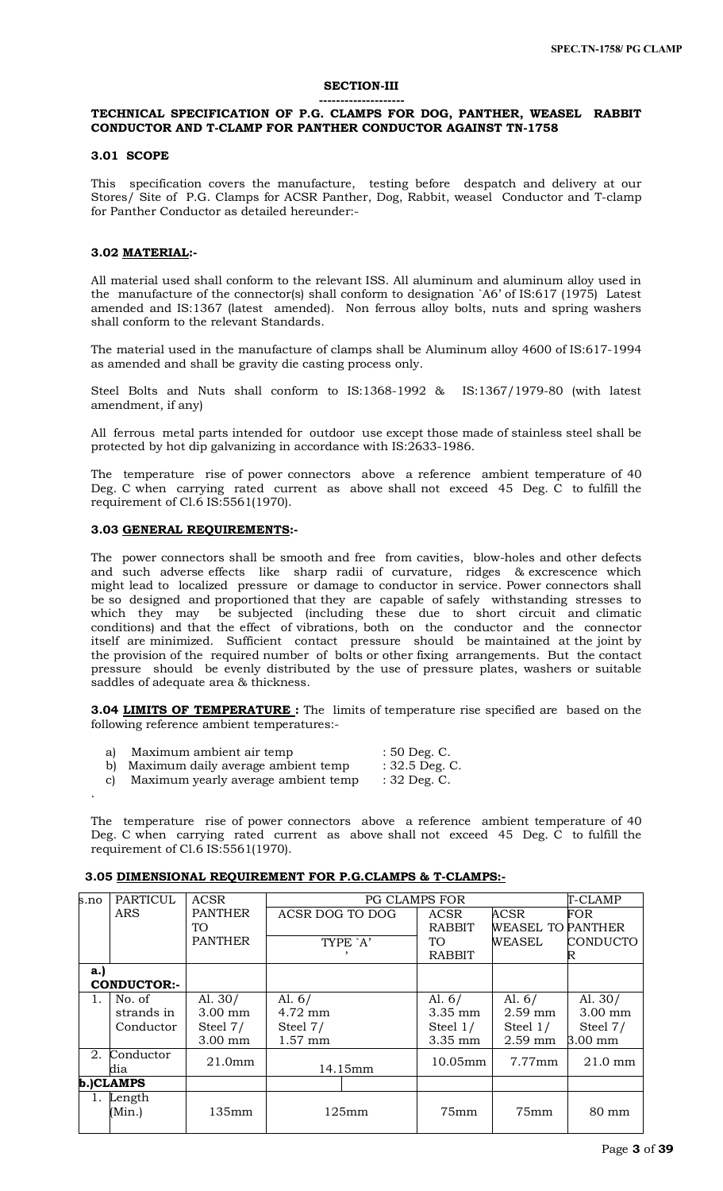## SECTION-III

--------------------

### TECHNICAL SPECIFICATION OF P.G. CLAMPS FOR DOG, PANTHER, WEASEL RABBIT CONDUCTOR AND T-CLAMP FOR PANTHER CONDUCTOR AGAINST TN-1758

#### 3.01 SCOPE

This specification covers the manufacture, testing before despatch and delivery at our Stores/ Site of P.G. Clamps for ACSR Panther, Dog, Rabbit, weasel Conductor and T-clamp for Panther Conductor as detailed hereunder:-

#### 3.02 MATERIAL:-

All material used shall conform to the relevant ISS. All aluminum and aluminum alloy used in the manufacture of the connector(s) shall conform to designation `A6' of IS:617 (1975) Latest amended and IS:1367 (latest amended). Non ferrous alloy bolts, nuts and spring washers shall conform to the relevant Standards.

The material used in the manufacture of clamps shall be Aluminum alloy 4600 of IS:617-1994 as amended and shall be gravity die casting process only.

Steel Bolts and Nuts shall conform to IS:1368-1992 & IS:1367/1979-80 (with latest amendment, if any)

All ferrous metal parts intended for outdoor use except those made of stainless steel shall be protected by hot dip galvanizing in accordance with IS:2633-1986.

The temperature rise of power connectors above a reference ambient temperature of 40 Deg. C when carrying rated current as above shall not exceed 45 Deg. C to fulfill the requirement of Cl.6 IS:5561(1970).

#### 3.03 GENERAL REQUIREMENTS:-

The power connectors shall be smooth and free from cavities, blow-holes and other defects and such adverse effects like sharp radii of curvature, ridges & excrescence which might lead to localized pressure or damage to conductor in service. Power connectors shall be so designed and proportioned that they are capable of safely withstanding stresses to which they may be subjected (including these due to short circuit and climatic conditions) and that the effect of vibrations, both on the conductor and the connector itself are minimized. Sufficient contact pressure should be maintained at the joint by the provision of the required number of bolts or other fixing arrangements. But the contact pressure should be evenly distributed by the use of pressure plates, washers or suitable saddles of adequate area & thickness.

**3.04 LIMITS OF TEMPERATURE :** The limits of temperature rise specified are based on the following reference ambient temperatures:-

a) Maximum ambient air temp : 50 Deg. C.
b) Maximum daily average ambient temp : 32.5 Deg. C.
c) Maximum yearly average ambient temp : 32 Deg. C.

The temperature rise of power connectors above a reference ambient temperature of 40 Deg. C when carrying rated current as above shall not exceed 45 Deg. C to fulfill the requirement of Cl.6 IS:5561(1970).

#### 3.05 DIMENSIONAL REQUIREMENT FOR P.G.CLAMPS & T-CLAMPS:-

| s.no | PARTICULARS | PG CLAMPS FOR | | | | T-CLAMP |
|---|---|---|---|---|---|---|
| | | ACSR PANTHER TO PANTHER | ACSR DOG TO DOG TYPE `A' | ACSR RABBIT TO RABBIT | ACSR WEASEL TO WEASEL | FOR PANTHER CONDUCTOR |
| **a.) CONDUCTOR:-** | | | | | | |
| 1. | No. of strands in Conductor | Al. 30/ 3.00 mm Steel 7/ 3.00 mm | Al. 6/ 4.72 mm Steel 7/ 1.57 mm | Al. 6/ 3.35 mm Steel 1/ 3.35 mm | Al. 6/ 2.59 mm Steel 1/ 2.59 mm | Al. 30/ 3.00 mm Steel 7/ 3.00 mm |
| 2. | Conductor dia | 21.0mm | 14.15mm | 10.05mm | 7.77mm | 21.0 mm |
| **b.)CLAMPS** | | | | | | |
| 1. | Length (Min.) | 135mm | 125mm | 75mm | 75mm | 80 mm |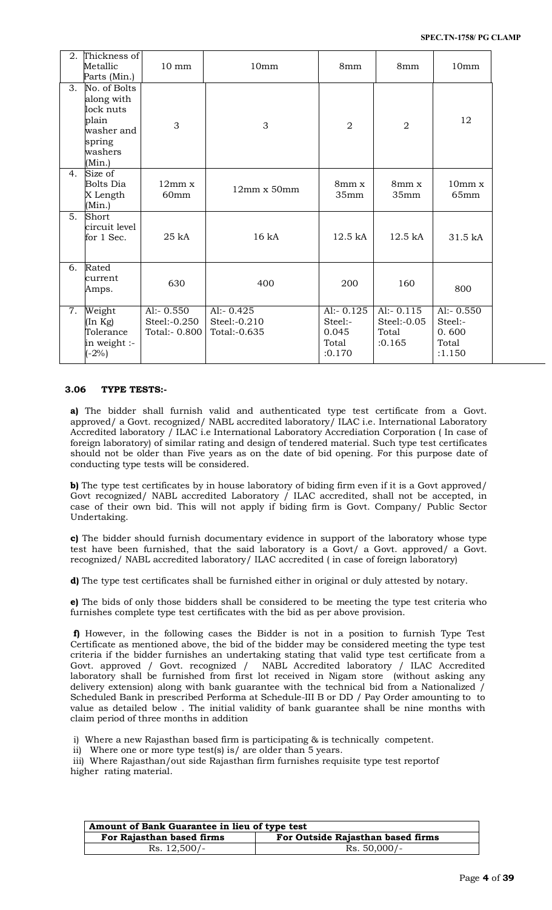| 2. | Thickness of Metallic Parts (Min.) | 10 mm | 10mm | 8mm | 8mm | 10mm |
|---|---|---|---|---|---|---|
| 3. | No. of Bolts along with lock nuts plain washer and spring washers (Min.) | 3 | 3 | 2 | 2 | 12 |
| 4. | Size of Bolts Dia X Length (Min.) | 12mm x 60mm | 12mm x 50mm | 8mm x 35mm | 8mm x 35mm | 10mm x 65mm |
| 5. | Short circuit level for 1 Sec. | 25 kA | 16 kA | 12.5 kA | 12.5 kA | 31.5 kA |
| 6. | Rated current Amps. | 630 | 400 | 200 | 160 | 800 |
| 7. | Weight (In Kg) Tolerance in weight :- (-2%) | Al:- 0.550 Steel:-0.250 Total:- 0.800 | Al:- 0.425 Steel:-0.210 Total:-0.635 | Al:- 0.125 Steel:- 0.045 Total :0.170 | Al:- 0.115 Steel:-0.05 Total :0.165 | Al:- 0.550 Steel:- 0. 600 Total :1.150 |

### 3.06 TYPE TESTS:-

**a)** The bidder shall furnish valid and authenticated type test certificate from a Govt. approved/ a Govt. recognized/ NABL accredited laboratory/ ILAC i.e. International Laboratory Accredited laboratory / ILAC i.e International Laboratory Accrediation Corporation ( In case of foreign laboratory) of similar rating and design of tendered material. Such type test certificates should not be older than Five years as on the date of bid opening. For this purpose date of conducting type tests will be considered.

**b)** The type test certificates by in house laboratory of biding firm even if it is a Govt approved/ Govt recognized/ NABL accredited Laboratory / ILAC accredited, shall not be accepted, in case of their own bid. This will not apply if biding firm is Govt. Company/ Public Sector Undertaking.

**c)** The bidder should furnish documentary evidence in support of the laboratory whose type test have been furnished, that the said laboratory is a Govt/ a Govt. approved/ a Govt. recognized/ NABL accredited laboratory/ ILAC accredited ( in case of foreign laboratory)

**d)** The type test certificates shall be furnished either in original or duly attested by notary.

**e)** The bids of only those bidders shall be considered to be meeting the type test criteria who furnishes complete type test certificates with the bid as per above provision.

**f)** However, in the following cases the Bidder is not in a position to furnish Type Test Certificate as mentioned above, the bid of the bidder may be considered meeting the type test criteria if the bidder furnishes an undertaking stating that valid type test certificate from a Govt. approved / Govt. recognized / NABL Accredited laboratory / ILAC Accredited laboratory shall be furnished from first lot received in Nigam store (without asking any delivery extension) along with bank guarantee with the technical bid from a Nationalized / Scheduled Bank in prescribed Performa at Schedule-III B or DD / Pay Order amounting to to value as detailed below . The initial validity of bank guarantee shall be nine months with claim period of three months in addition

i) Where a new Rajasthan based firm is participating & is technically competent.
ii) Where one or more type test(s) is/ are older than 5 years.
iii) Where Rajasthan/out side Rajasthan firm furnishes requisite type test reportof higher rating material.

| Amount of Bank Guarantee in lieu of type test | |
|---|---|
| **For Rajasthan based firms** | **For Outside Rajasthan based firms** |
| Rs. 12,500/- | Rs. 50,000/- |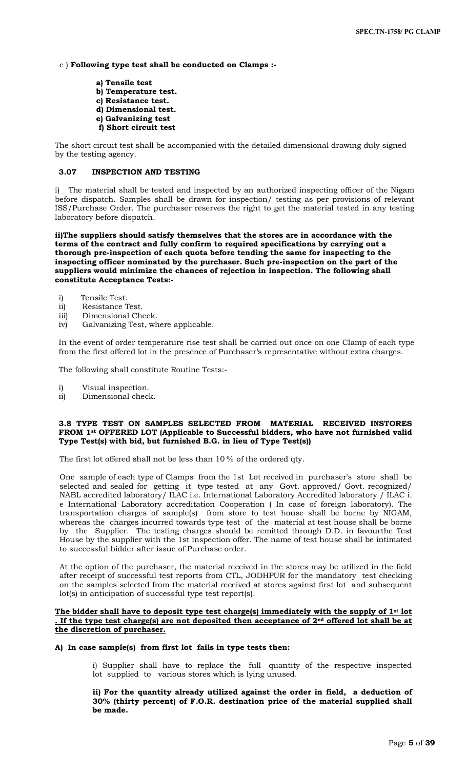e ) **Following type test shall be conducted on Clamps :-**

**a) Tensile test**
**b) Temperature test.**
**c) Resistance test.**
**d) Dimensional test.**
**e) Galvanizing test**
**f) Short circuit test**

The short circuit test shall be accompanied with the detailed dimensional drawing duly signed by the testing agency.

### 3.07 INSPECTION AND TESTING

i) The material shall be tested and inspected by an authorized inspecting officer of the Nigam before dispatch. Samples shall be drawn for inspection/ testing as per provisions of relevant ISS/Purchase Order. The purchaser reserves the right to get the material tested in any testing laboratory before dispatch.

**ii)The suppliers should satisfy themselves that the stores are in accordance with the terms of the contract and fully confirm to required specifications by carrying out a thorough pre-inspection of each quota before tending the same for inspecting to the inspecting officer nominated by the purchaser. Such pre-inspection on the part of the suppliers would minimize the chances of rejection in inspection. The following shall constitute Acceptance Tests:-**

i) Tensile Test.
ii) Resistance Test.
iii) Dimensional Check.
iv) Galvanizing Test, where applicable.

In the event of order temperature rise test shall be carried out once on one Clamp of each type from the first offered lot in the presence of Purchaser's representative without extra charges.

The following shall constitute Routine Tests:-

i) Visual inspection.
ii) Dimensional check.

### 3.8 TYPE TEST ON SAMPLES SELECTED FROM MATERIAL RECEIVED INSTORES FROM 1st OFFERED LOT (Applicable to Successful bidders, who have not furnished valid Type Test(s) with bid, but furnished B.G. in lieu of Type Test(s))

The first lot offered shall not be less than 10 % of the ordered qty.

One sample of each type of Clamps from the 1st Lot received in purchaser's store shall be selected and sealed for getting it type tested at any Govt. approved/ Govt. recognized/ NABL accredited laboratory/ ILAC i.e. International Laboratory Accredited laboratory / ILAC i. e International Laboratory accreditation Cooperation ( In case of foreign laboratory). The transportation charges of sample(s) from store to test house shall be borne by NIGAM, whereas the charges incurred towards type test of the material at test house shall be borne by the Supplier. The testing charges should be remitted through D.D. in favourthe Test House by the supplier with the 1st inspection offer. The name of test house shall be intimated to successful bidder after issue of Purchase order.

At the option of the purchaser, the material received in the stores may be utilized in the field after receipt of successful test reports from CTL, JODHPUR for the mandatory test checking on the samples selected from the material received at stores against first lot and subsequent lot(s) in anticipation of successful type test report(s).

**The bidder shall have to deposit type test charge(s) immediately with the supply of 1st lot . If the type test charge(s) are not deposited then acceptance of 2nd offered lot shall be at the discretion of purchaser.**

**A) In case sample(s) from first lot fails in type tests then:**

i) Supplier shall have to replace the full quantity of the respective inspected lot supplied to various stores which is lying unused.

**ii) For the quantity already utilized against the order in field, a deduction of 30% (thirty percent) of F.O.R. destination price of the material supplied shall be made.**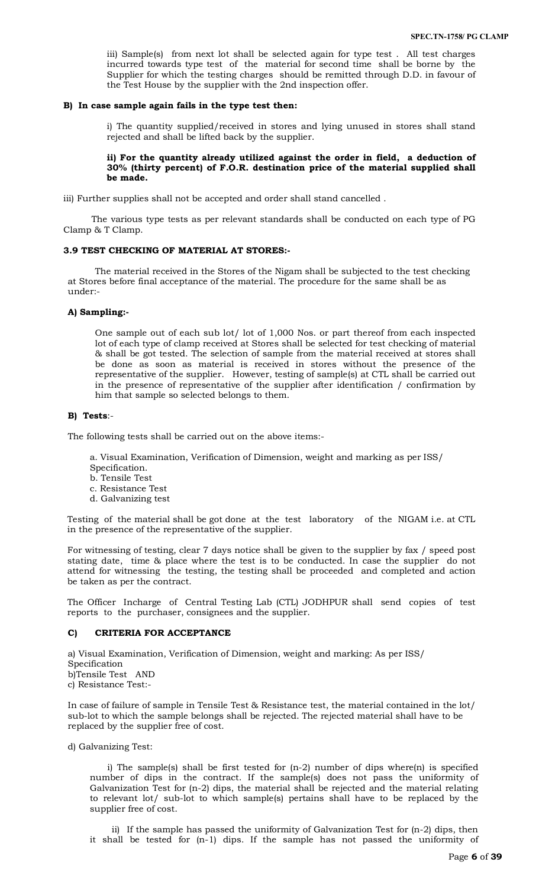iii) Sample(s) from next lot shall be selected again for type test . All test charges incurred towards type test of the material for second time shall be borne by the Supplier for which the testing charges should be remitted through D.D. in favour of the Test House by the supplier with the 2nd inspection offer.

**B) In case sample again fails in the type test then:**

i) The quantity supplied/received in stores and lying unused in stores shall stand rejected and shall be lifted back by the supplier.

**ii) For the quantity already utilized against the order in field, a deduction of 30% (thirty percent) of F.O.R. destination price of the material supplied shall be made.**

iii) Further supplies shall not be accepted and order shall stand cancelled .

The various type tests as per relevant standards shall be conducted on each type of PG Clamp & T Clamp.

### 3.9 TEST CHECKING OF MATERIAL AT STORES:-

The material received in the Stores of the Nigam shall be subjected to the test checking at Stores before final acceptance of the material. The procedure for the same shall be as under:-

**A) Sampling:-**

One sample out of each sub lot/ lot of 1,000 Nos. or part thereof from each inspected lot of each type of clamp received at Stores shall be selected for test checking of material & shall be got tested. The selection of sample from the material received at stores shall be done as soon as material is received in stores without the presence of the representative of the supplier. However, testing of sample(s) at CTL shall be carried out in the presence of representative of the supplier after identification / confirmation by him that sample so selected belongs to them.

**B) Tests**:-

The following tests shall be carried out on the above items:-

a. Visual Examination, Verification of Dimension, weight and marking as per ISS/ Specification.
b. Tensile Test
c. Resistance Test
d. Galvanizing test

Testing of the material shall be got done at the test laboratory of the NIGAM i.e. at CTL in the presence of the representative of the supplier.

For witnessing of testing, clear 7 days notice shall be given to the supplier by fax / speed post stating date, time & place where the test is to be conducted. In case the supplier do not attend for witnessing the testing, the testing shall be proceeded and completed and action be taken as per the contract.

The Officer Incharge of Central Testing Lab (CTL) JODHPUR shall send copies of test reports to the purchaser, consignees and the supplier.

**C) CRITERIA FOR ACCEPTANCE**

a) Visual Examination, Verification of Dimension, weight and marking: As per ISS/ Specification
b)Tensile Test AND
c) Resistance Test:-

In case of failure of sample in Tensile Test & Resistance test, the material contained in the lot/ sub-lot to which the sample belongs shall be rejected. The rejected material shall have to be replaced by the supplier free of cost.

d) Galvanizing Test:

i) The sample(s) shall be first tested for (n-2) number of dips where(n) is specified number of dips in the contract. If the sample(s) does not pass the uniformity of Galvanization Test for (n-2) dips, the material shall be rejected and the material relating to relevant lot/ sub-lot to which sample(s) pertains shall have to be replaced by the supplier free of cost.

ii) If the sample has passed the uniformity of Galvanization Test for (n-2) dips, then it shall be tested for (n-1) dips. If the sample has not passed the uniformity of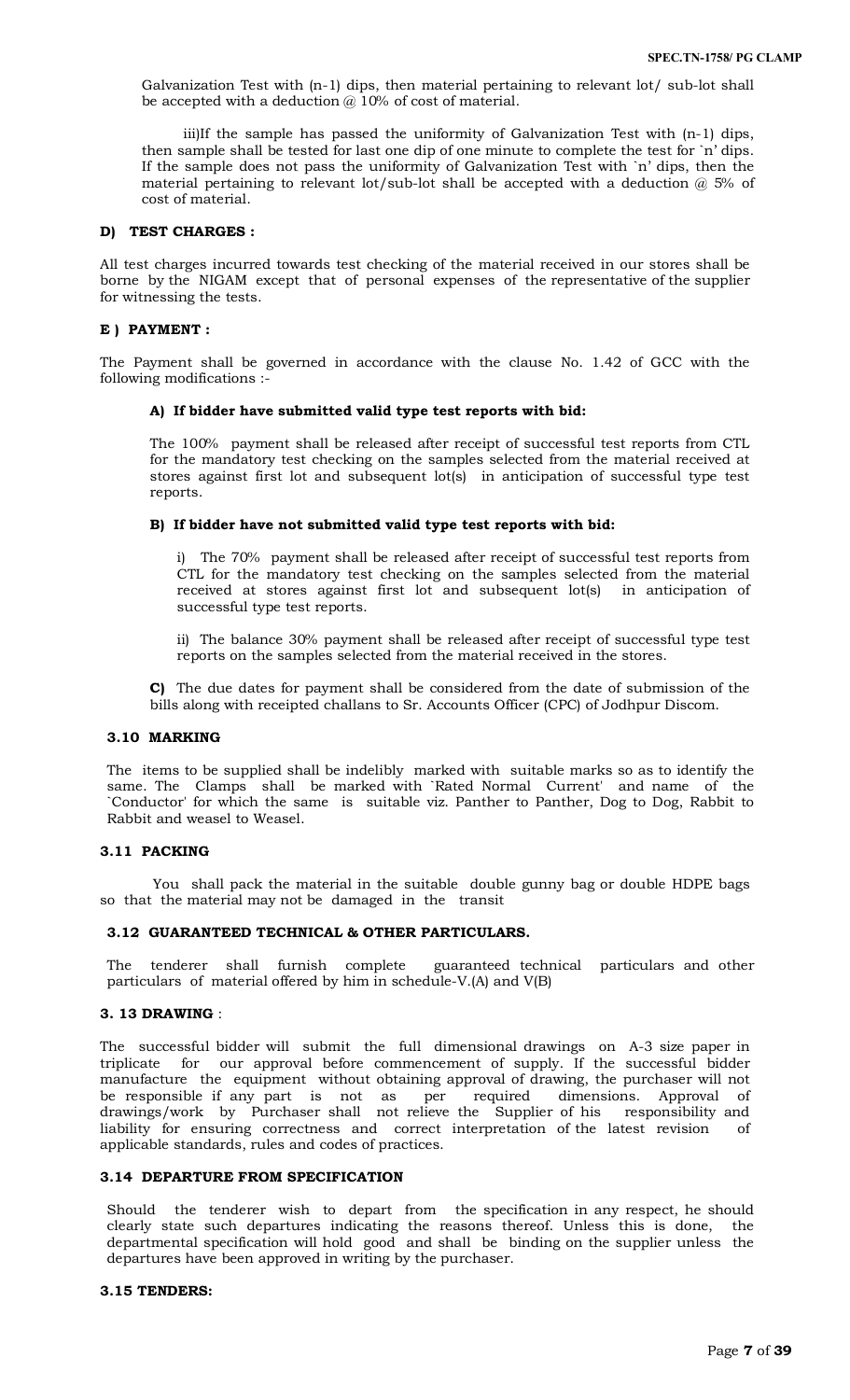Galvanization Test with (n-1) dips, then material pertaining to relevant lot/ sub-lot shall be accepted with a deduction @ 10% of cost of material.

iii)If the sample has passed the uniformity of Galvanization Test with (n-1) dips, then sample shall be tested for last one dip of one minute to complete the test for `n' dips. If the sample does not pass the uniformity of Galvanization Test with `n' dips, then the material pertaining to relevant lot/sub-lot shall be accepted with a deduction @ 5% of cost of material.

#### D) TEST CHARGES :

All test charges incurred towards test checking of the material received in our stores shall be borne by the NIGAM except that of personal expenses of the representative of the supplier for witnessing the tests.

#### E ) PAYMENT :

The Payment shall be governed in accordance with the clause No. 1.42 of GCC with the following modifications :-

**A) If bidder have submitted valid type test reports with bid:**

The 100% payment shall be released after receipt of successful test reports from CTL for the mandatory test checking on the samples selected from the material received at stores against first lot and subsequent lot(s) in anticipation of successful type test reports.

**B) If bidder have not submitted valid type test reports with bid:**

i) The 70% payment shall be released after receipt of successful test reports from CTL for the mandatory test checking on the samples selected from the material received at stores against first lot and subsequent lot(s) in anticipation of successful type test reports.

ii) The balance 30% payment shall be released after receipt of successful type test reports on the samples selected from the material received in the stores.

**C)** The due dates for payment shall be considered from the date of submission of the bills along with receipted challans to Sr. Accounts Officer (CPC) of Jodhpur Discom.

#### 3.10 MARKING

The items to be supplied shall be indelibly marked with suitable marks so as to identify the same. The Clamps shall be marked with `Rated Normal Current' and name of the `Conductor' for which the same is suitable viz. Panther to Panther, Dog to Dog, Rabbit to Rabbit and weasel to Weasel.

#### 3.11 PACKING

You shall pack the material in the suitable double gunny bag or double HDPE bags so that the material may not be damaged in the transit

#### 3.12 GUARANTEED TECHNICAL & OTHER PARTICULARS.

The tenderer shall furnish complete guaranteed technical particulars and other particulars of material offered by him in schedule-V.(A) and V(B)

#### 3. 13 DRAWING :

The successful bidder will submit the full dimensional drawings on A-3 size paper in triplicate for our approval before commencement of supply. If the successful bidder manufacture the equipment without obtaining approval of drawing, the purchaser will not be responsible if any part is not as per required dimensions. Approval of drawings/work by Purchaser shall not relieve the Supplier of his responsibility and liability for ensuring correctness and correct interpretation of the latest revision of applicable standards, rules and codes of practices.

#### 3.14 DEPARTURE FROM SPECIFICATION

Should the tenderer wish to depart from the specification in any respect, he should clearly state such departures indicating the reasons thereof. Unless this is done, the departmental specification will hold good and shall be binding on the supplier unless the departures have been approved in writing by the purchaser.

#### 3.15 TENDERS: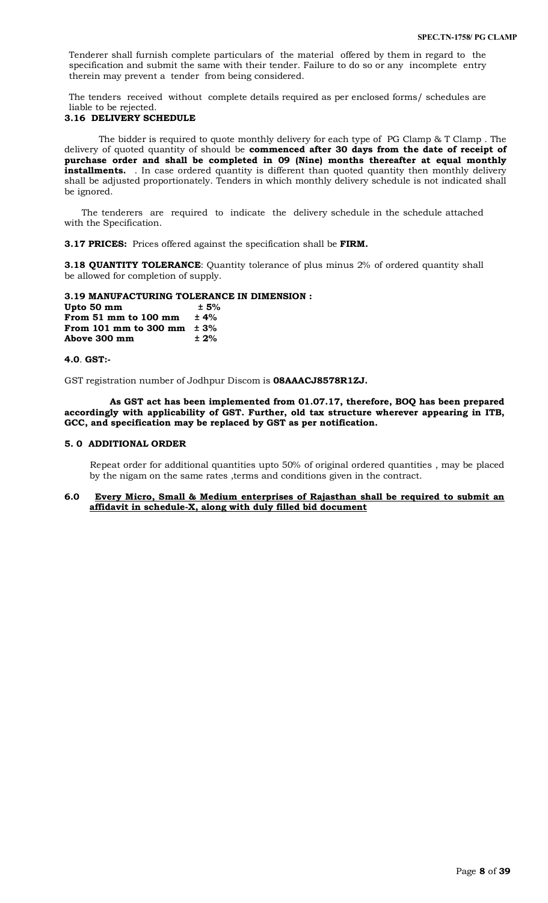Tenderer shall furnish complete particulars of the material offered by them in regard to the specification and submit the same with their tender. Failure to do so or any incomplete entry therein may prevent a tender from being considered.

The tenders received without complete details required as per enclosed forms/ schedules are liable to be rejected.

### 3.16 DELIVERY SCHEDULE

The bidder is required to quote monthly delivery for each type of PG Clamp & T Clamp . The delivery of quoted quantity of should be **commenced after 30 days from the date of receipt of purchase order and shall be completed in 09 (Nine) months thereafter at equal monthly installments.** . In case ordered quantity is different than quoted quantity then monthly delivery shall be adjusted proportionately. Tenders in which monthly delivery schedule is not indicated shall be ignored.

The tenderers are required to indicate the delivery schedule in the schedule attached with the Specification.

**3.17 PRICES:** Prices offered against the specification shall be **FIRM.**

**3.18 QUANTITY TOLERANCE**: Quantity tolerance of plus minus 2% of ordered quantity shall be allowed for completion of supply.

**3.19 MANUFACTURING TOLERANCE IN DIMENSION :**

| | |
|---|---|
| **Upto 50 mm** | **± 5%** |
| **From 51 mm to 100 mm** | **± 4%** |
| **From 101 mm to 300 mm** | **± 3%** |
| **Above 300 mm** | **± 2%** |

### 4.0. GST:-

GST registration number of Jodhpur Discom is **08AAACJ8578R1ZJ.**

**As GST act has been implemented from 01.07.17, therefore, BOQ has been prepared accordingly with applicability of GST. Further, old tax structure wherever appearing in ITB, GCC, and specification may be replaced by GST as per notification.**

### 5. 0 ADDITIONAL ORDER

Repeat order for additional quantities upto 50% of original ordered quantities , may be placed by the nigam on the same rates ,terms and conditions given in the contract.

**6.0 <u>Every Micro, Small & Medium enterprises of Rajasthan shall be required to submit an affidavit in schedule-X, along with duly filled bid document</u>**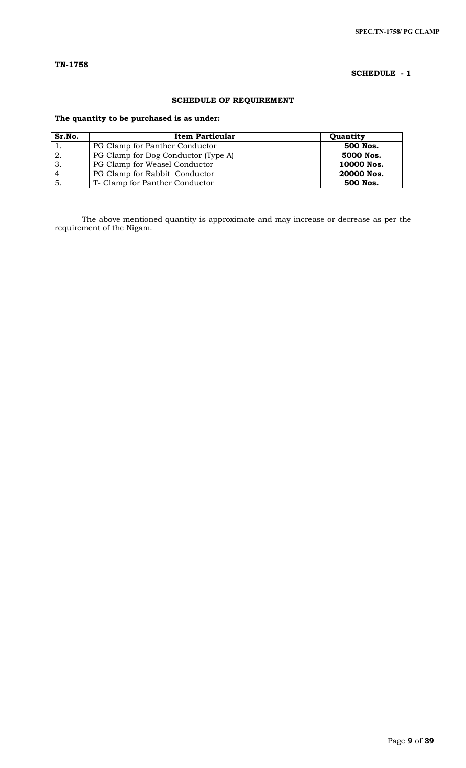**TN-1758**

**SCHEDULE - 1**

## SCHEDULE OF REQUIREMENT

**The quantity to be purchased is as under:**

| Sr.No. | Item Particular | Quantity |
|---|---|---|
| 1. | PG Clamp for Panther Conductor | **500 Nos.** |
| 2. | PG Clamp for Dog Conductor (Type A) | **5000 Nos.** |
| 3. | PG Clamp for Weasel Conductor | **10000 Nos.** |
| 4 | PG Clamp for Rabbit Conductor | **20000 Nos.** |
| 5. | T- Clamp for Panther Conductor | **500 Nos.** |

The above mentioned quantity is approximate and may increase or decrease as per the requirement of the Nigam.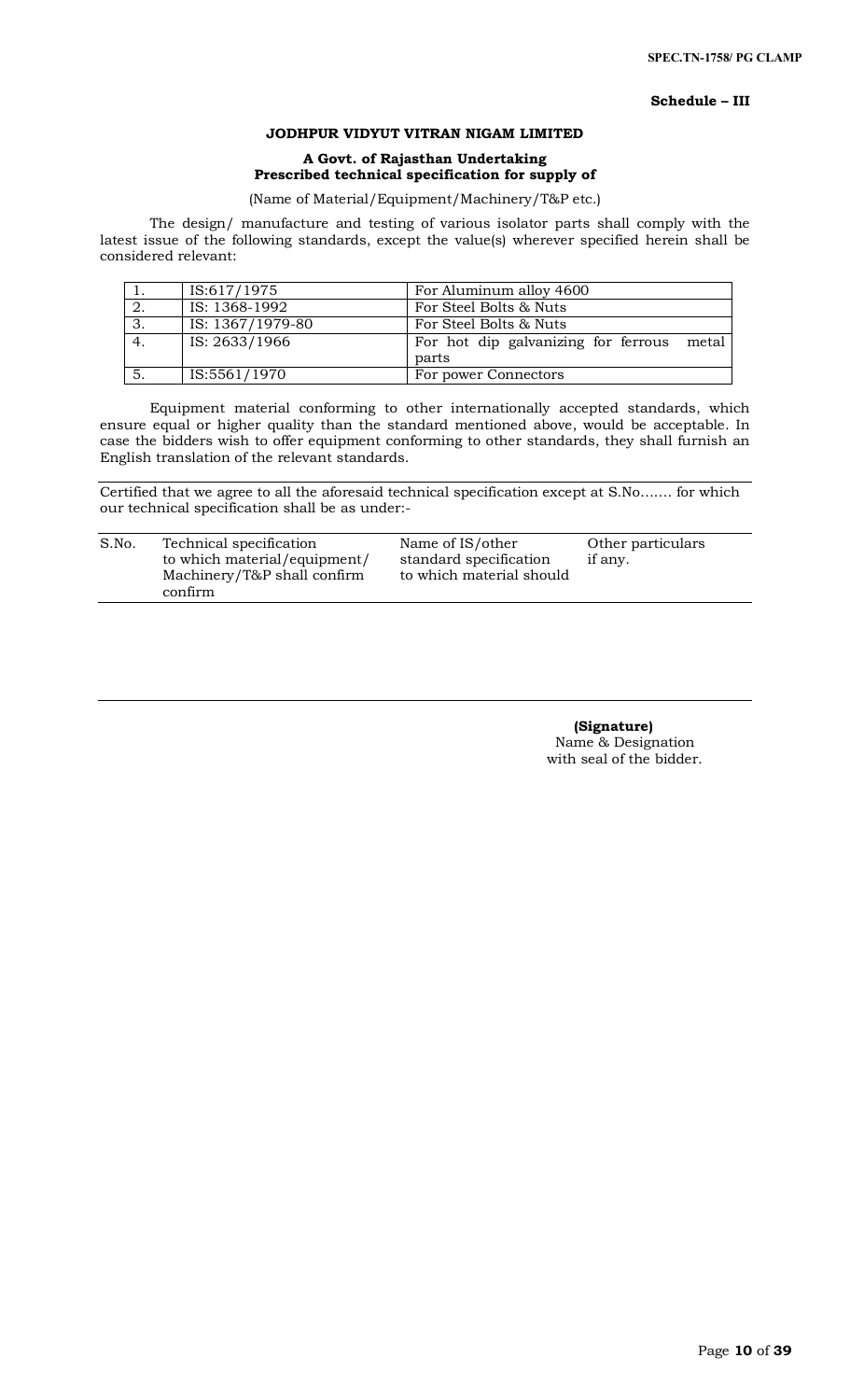**Schedule – III**

**JODHPUR VIDYUT VITRAN NIGAM LIMITED**

**A Govt. of Rajasthan Undertaking**
**Prescribed technical specification for supply of**

(Name of Material/Equipment/Machinery/T&P etc.)

The design/ manufacture and testing of various isolator parts shall comply with the latest issue of the following standards, except the value(s) wherever specified herein shall be considered relevant:

| | | |
|---|---|---|
| 1. | IS:617/1975 | For Aluminum alloy 4600 |
| 2. | IS: 1368-1992 | For Steel Bolts & Nuts |
| 3. | IS: 1367/1979-80 | For Steel Bolts & Nuts |
| 4. | IS: 2633/1966 | For hot dip galvanizing for ferrous metal parts |
| 5. | IS:5561/1970 | For power Connectors |

Equipment material conforming to other internationally accepted standards, which ensure equal or higher quality than the standard mentioned above, would be acceptable. In case the bidders wish to offer equipment conforming to other standards, they shall furnish an English translation of the relevant standards.

Certified that we agree to all the aforesaid technical specification except at S.No....... for which our technical specification shall be as under:-

| S.No. | Technical specification to which material/equipment/ Machinery/T&P shall confirm confirm | Name of IS/other standard specification to which material should | Other particulars if any. |
|---|---|---|---|
| | | | |

**(Signature)**
Name & Designation
with seal of the bidder.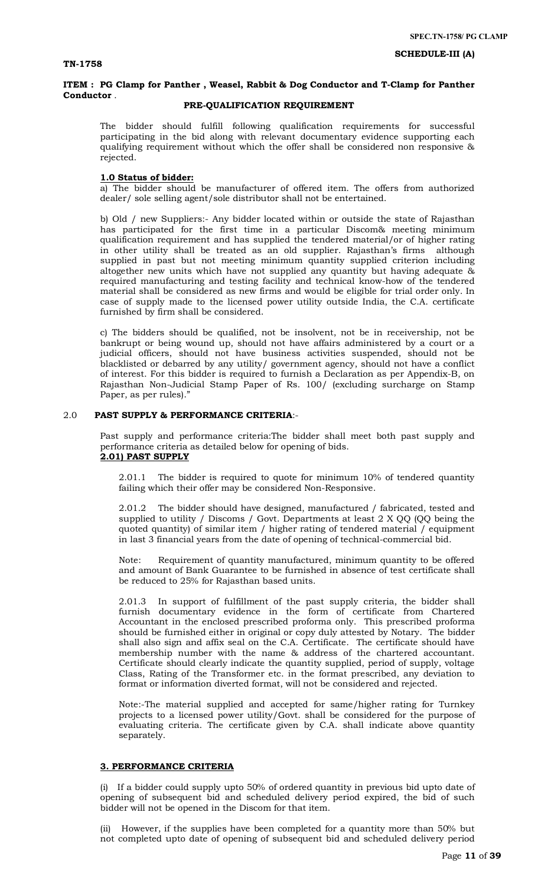**SCHEDULE-III (A)**

**TN-1758**

**ITEM : PG Clamp for Panther , Weasel, Rabbit & Dog Conductor and T-Clamp for Panther Conductor** .

**PRE-QUALIFICATION REQUIREMENT**

The bidder should fulfill following qualification requirements for successful participating in the bid along with relevant documentary evidence supporting each qualifying requirement without which the offer shall be considered non responsive & rejected.

**1.0 Status of bidder:**

a) The bidder should be manufacturer of offered item. The offers from authorized dealer/ sole selling agent/sole distributor shall not be entertained.

b) Old / new Suppliers:- Any bidder located within or outside the state of Rajasthan has participated for the first time in a particular Discom& meeting minimum qualification requirement and has supplied the tendered material/or of higher rating in other utility shall be treated as an old supplier. Rajasthan's firms although supplied in past but not meeting minimum quantity supplied criterion including altogether new units which have not supplied any quantity but having adequate & required manufacturing and testing facility and technical know-how of the tendered material shall be considered as new firms and would be eligible for trial order only. In case of supply made to the licensed power utility outside India, the C.A. certificate furnished by firm shall be considered.

c) The bidders should be qualified, not be insolvent, not be in receivership, not be bankrupt or being wound up, should not have affairs administered by a court or a judicial officers, should not have business activities suspended, should not be blacklisted or debarred by any utility/ government agency, should not have a conflict of interest. For this bidder is required to furnish a Declaration as per Appendix-B, on Rajasthan Non-Judicial Stamp Paper of Rs. 100/ (excluding surcharge on Stamp Paper, as per rules)."

2.0 **PAST SUPPLY & PERFORMANCE CRITERIA**:-

Past supply and performance criteria:The bidder shall meet both past supply and performance criteria as detailed below for opening of bids.

**2.01) PAST SUPPLY**

2.01.1 The bidder is required to quote for minimum 10% of tendered quantity failing which their offer may be considered Non-Responsive.

2.01.2 The bidder should have designed, manufactured / fabricated, tested and supplied to utility / Discoms / Govt. Departments at least 2 X QQ (QQ being the quoted quantity) of similar item / higher rating of tendered material / equipment in last 3 financial years from the date of opening of technical-commercial bid.

Note: Requirement of quantity manufactured, minimum quantity to be offered and amount of Bank Guarantee to be furnished in absence of test certificate shall be reduced to 25% for Rajasthan based units.

2.01.3 In support of fulfillment of the past supply criteria, the bidder shall furnish documentary evidence in the form of certificate from Chartered Accountant in the enclosed prescribed proforma only. This prescribed proforma should be furnished either in original or copy duly attested by Notary. The bidder shall also sign and affix seal on the C.A. Certificate. The certificate should have membership number with the name & address of the chartered accountant. Certificate should clearly indicate the quantity supplied, period of supply, voltage Class, Rating of the Transformer etc. in the format prescribed, any deviation to format or information diverted format, will not be considered and rejected.

Note:-The material supplied and accepted for same/higher rating for Turnkey projects to a licensed power utility/Govt. shall be considered for the purpose of evaluating criteria. The certificate given by C.A. shall indicate above quantity separately.

**3. PERFORMANCE CRITERIA**

(i) If a bidder could supply upto 50% of ordered quantity in previous bid upto date of opening of subsequent bid and scheduled delivery period expired, the bid of such bidder will not be opened in the Discom for that item.

(ii) However, if the supplies have been completed for a quantity more than 50% but not completed upto date of opening of subsequent bid and scheduled delivery period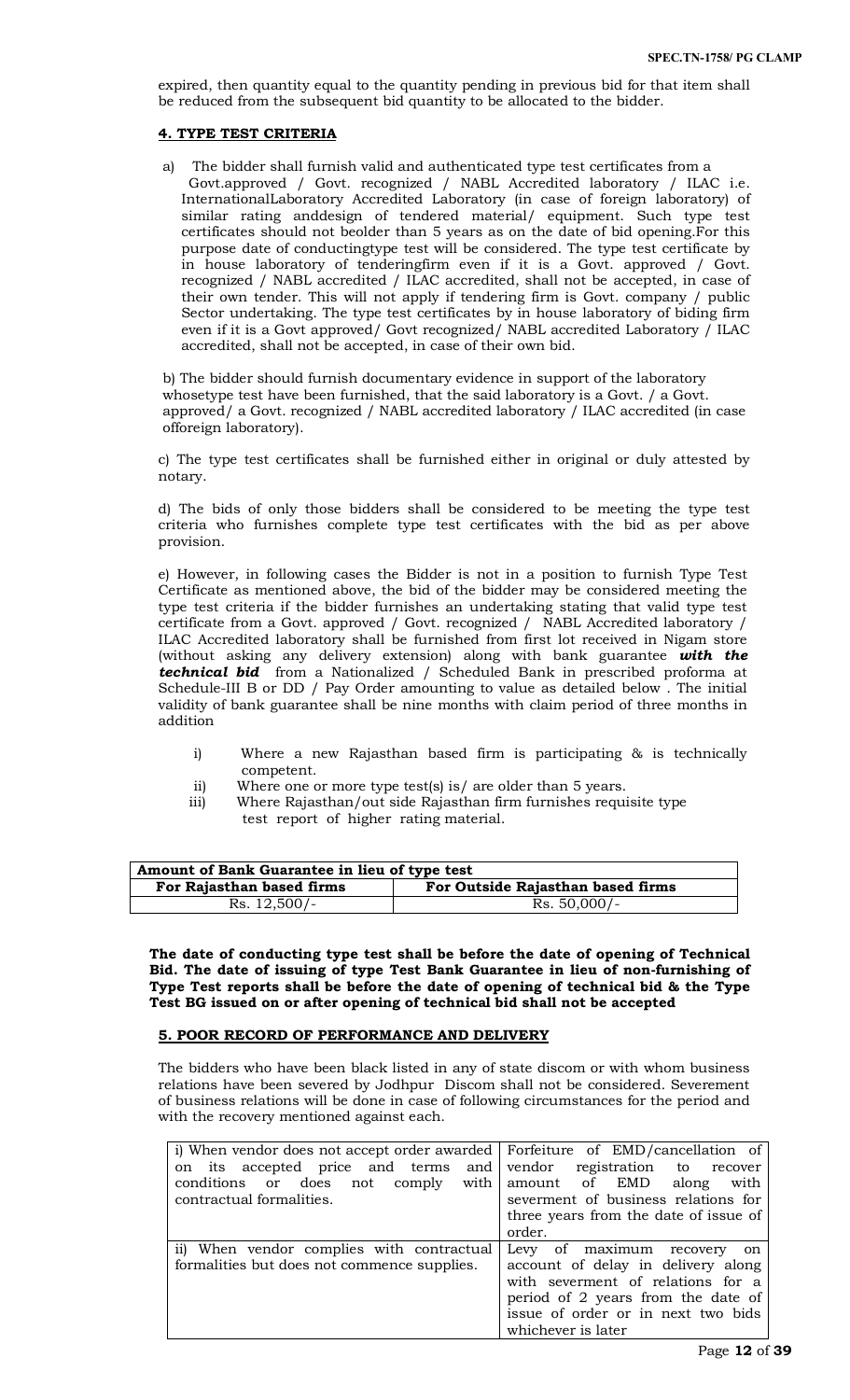expired, then quantity equal to the quantity pending in previous bid for that item shall be reduced from the subsequent bid quantity to be allocated to the bidder.

## 4. TYPE TEST CRITERIA

a) The bidder shall furnish valid and authenticated type test certificates from a Govt.approved / Govt. recognized / NABL Accredited laboratory / ILAC i.e. InternationalLaboratory Accredited Laboratory (in case of foreign laboratory) of similar rating anddesign of tendered material/ equipment. Such type test certificates should not beolder than 5 years as on the date of bid opening.For this purpose date of conductingtype test will be considered. The type test certificate by in house laboratory of tenderingfirm even if it is a Govt. approved / Govt. recognized / NABL accredited / ILAC accredited, shall not be accepted, in case of their own tender. This will not apply if tendering firm is Govt. company / public Sector undertaking. The type test certificates by in house laboratory of biding firm even if it is a Govt approved/ Govt recognized/ NABL accredited Laboratory / ILAC accredited, shall not be accepted, in case of their own bid.

b) The bidder should furnish documentary evidence in support of the laboratory whosetype test have been furnished, that the said laboratory is a Govt. / a Govt. approved/ a Govt. recognized / NABL accredited laboratory / ILAC accredited (in case offoreign laboratory).

c) The type test certificates shall be furnished either in original or duly attested by notary.

d) The bids of only those bidders shall be considered to be meeting the type test criteria who furnishes complete type test certificates with the bid as per above provision.

e) However, in following cases the Bidder is not in a position to furnish Type Test Certificate as mentioned above, the bid of the bidder may be considered meeting the type test criteria if the bidder furnishes an undertaking stating that valid type test certificate from a Govt. approved / Govt. recognized / NABL Accredited laboratory / ILAC Accredited laboratory shall be furnished from first lot received in Nigam store (without asking any delivery extension) along with bank guarantee ***with the technical bid*** from a Nationalized / Scheduled Bank in prescribed proforma at Schedule-III B or DD / Pay Order amounting to value as detailed below . The initial validity of bank guarantee shall be nine months with claim period of three months in addition

i) Where a new Rajasthan based firm is participating & is technically competent.

ii) Where one or more type test(s) is/ are older than 5 years.

iii) Where Rajasthan/out side Rajasthan firm furnishes requisite type test report of higher rating material.

| **Amount of Bank Guarantee in lieu of type test** | |
|---|---|
| **For Rajasthan based firms** | **For Outside Rajasthan based firms** |
| Rs. 12,500/- | Rs. 50,000/- |

**The date of conducting type test shall be before the date of opening of Technical Bid. The date of issuing of type Test Bank Guarantee in lieu of non-furnishing of Type Test reports shall be before the date of opening of technical bid & the Type Test BG issued on or after opening of technical bid shall not be accepted**

## 5. POOR RECORD OF PERFORMANCE AND DELIVERY

The bidders who have been black listed in any of state discom or with whom business relations have been severed by Jodhpur Discom shall not be considered. Severement of business relations will be done in case of following circumstances for the period and with the recovery mentioned against each.

| | |
|---|---|
| i) When vendor does not accept order awarded on its accepted price and terms and conditions or does not comply with contractual formalities. | Forfeiture of EMD/cancellation of vendor registration to recover amount of EMD along with severment of business relations for three years from the date of issue of order. |
| ii) When vendor complies with contractual formalities but does not commence supplies. | Levy of maximum recovery on account of delay in delivery along with severment of relations for a period of 2 years from the date of issue of order or in next two bids whichever is later |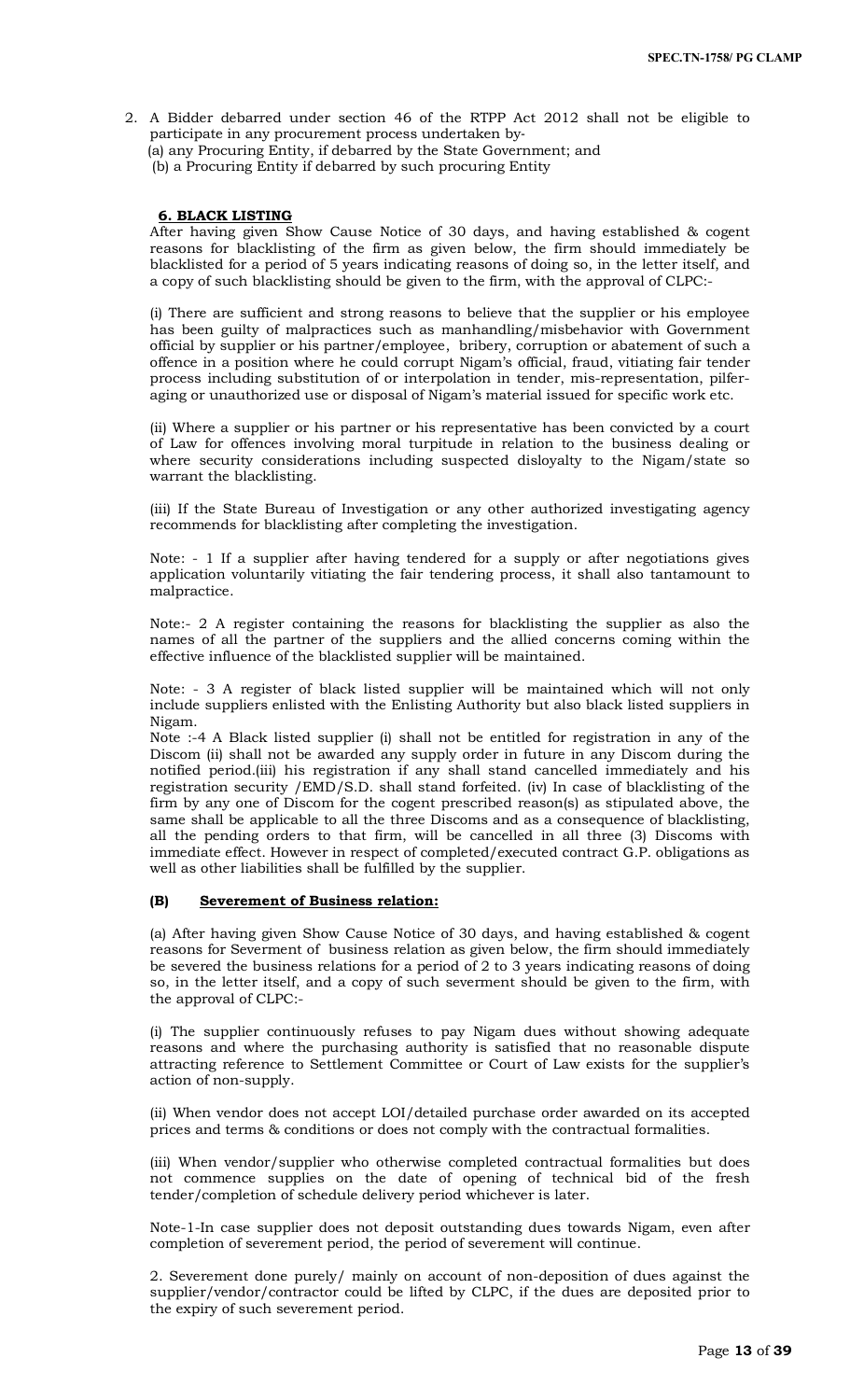2. A Bidder debarred under section 46 of the RTPP Act 2012 shall not be eligible to participate in any procurement process undertaken by-
   (a) any Procuring Entity, if debarred by the State Government; and
   (b) a Procuring Entity if debarred by such procuring Entity

**6. BLACK LISTING**

After having given Show Cause Notice of 30 days, and having established & cogent reasons for blacklisting of the firm as given below, the firm should immediately be blacklisted for a period of 5 years indicating reasons of doing so, in the letter itself, and a copy of such blacklisting should be given to the firm, with the approval of CLPC:-

(i) There are sufficient and strong reasons to believe that the supplier or his employee has been guilty of malpractices such as manhandling/misbehavior with Government official by supplier or his partner/employee, bribery, corruption or abatement of such a offence in a position where he could corrupt Nigam's official, fraud, vitiating fair tender process including substitution of or interpolation in tender, mis-representation, pilfer-aging or unauthorized use or disposal of Nigam's material issued for specific work etc.

(ii) Where a supplier or his partner or his representative has been convicted by a court of Law for offences involving moral turpitude in relation to the business dealing or where security considerations including suspected disloyalty to the Nigam/state so warrant the blacklisting.

(iii) If the State Bureau of Investigation or any other authorized investigating agency recommends for blacklisting after completing the investigation.

Note: - 1 If a supplier after having tendered for a supply or after negotiations gives application voluntarily vitiating the fair tendering process, it shall also tantamount to malpractice.

Note:- 2 A register containing the reasons for blacklisting the supplier as also the names of all the partner of the suppliers and the allied concerns coming within the effective influence of the blacklisted supplier will be maintained.

Note: - 3 A register of black listed supplier will be maintained which will not only include suppliers enlisted with the Enlisting Authority but also black listed suppliers in Nigam.

Note :-4 A Black listed supplier (i) shall not be entitled for registration in any of the Discom (ii) shall not be awarded any supply order in future in any Discom during the notified period.(iii) his registration if any shall stand cancelled immediately and his registration security /EMD/S.D. shall stand forfeited. (iv) In case of blacklisting of the firm by any one of Discom for the cogent prescribed reason(s) as stipulated above, the same shall be applicable to all the three Discoms and as a consequence of blacklisting, all the pending orders to that firm, will be cancelled in all three (3) Discoms with immediate effect. However in respect of completed/executed contract G.P. obligations as well as other liabilities shall be fulfilled by the supplier.

**(B) Severement of Business relation:**

(a) After having given Show Cause Notice of 30 days, and having established & cogent reasons for Severment of business relation as given below, the firm should immediately be severed the business relations for a period of 2 to 3 years indicating reasons of doing so, in the letter itself, and a copy of such severment should be given to the firm, with the approval of CLPC:-

(i) The supplier continuously refuses to pay Nigam dues without showing adequate reasons and where the purchasing authority is satisfied that no reasonable dispute attracting reference to Settlement Committee or Court of Law exists for the supplier's action of non-supply.

(ii) When vendor does not accept LOI/detailed purchase order awarded on its accepted prices and terms & conditions or does not comply with the contractual formalities.

(iii) When vendor/supplier who otherwise completed contractual formalities but does not commence supplies on the date of opening of technical bid of the fresh tender/completion of schedule delivery period whichever is later.

Note-1-In case supplier does not deposit outstanding dues towards Nigam, even after completion of severement period, the period of severement will continue.

2. Severement done purely/ mainly on account of non-deposition of dues against the supplier/vendor/contractor could be lifted by CLPC, if the dues are deposited prior to the expiry of such severement period.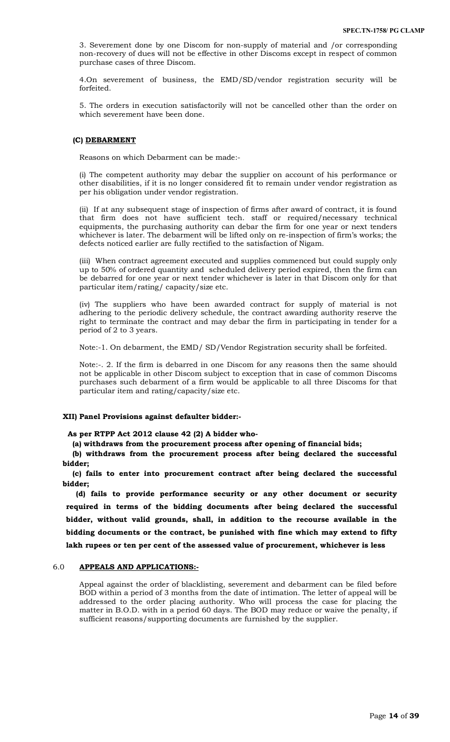3. Severement done by one Discom for non-supply of material and /or corresponding non-recovery of dues will not be effective in other Discoms except in respect of common purchase cases of three Discom.

4.On severement of business, the EMD/SD/vendor registration security will be forfeited.

5. The orders in execution satisfactorily will not be cancelled other than the order on which severement have been done.

### (C) DEBARMENT

Reasons on which Debarment can be made:-

(i) The competent authority may debar the supplier on account of his performance or other disabilities, if it is no longer considered fit to remain under vendor registration as per his obligation under vendor registration.

(ii) If at any subsequent stage of inspection of firms after award of contract, it is found that firm does not have sufficient tech. staff or required/necessary technical equipments, the purchasing authority can debar the firm for one year or next tenders whichever is later. The debarment will be lifted only on re-inspection of firm's works; the defects noticed earlier are fully rectified to the satisfaction of Nigam.

(iii) When contract agreement executed and supplies commenced but could supply only up to 50% of ordered quantity and scheduled delivery period expired, then the firm can be debarred for one year or next tender whichever is later in that Discom only for that particular item/rating/ capacity/size etc.

(iv) The suppliers who have been awarded contract for supply of material is not adhering to the periodic delivery schedule, the contract awarding authority reserve the right to terminate the contract and may debar the firm in participating in tender for a period of 2 to 3 years.

Note:-1. On debarment, the EMD/ SD/Vendor Registration security shall be forfeited.

Note:-. 2. If the firm is debarred in one Discom for any reasons then the same should not be applicable in other Discom subject to exception that in case of common Discoms purchases such debarment of a firm would be applicable to all three Discoms for that particular item and rating/capacity/size etc.

**XII) Panel Provisions against defaulter bidder:-**

**As per RTPP Act 2012 clause 42 (2) A bidder who-**

**(a) withdraws from the procurement process after opening of financial bids;**

**(b) withdraws from the procurement process after being declared the successful bidder;**

**(c) fails to enter into procurement contract after being declared the successful bidder;**

**(d) fails to provide performance security or any other document or security required in terms of the bidding documents after being declared the successful bidder, without valid grounds, shall, in addition to the recourse available in the bidding documents or the contract, be punished with fine which may extend to fifty lakh rupees or ten per cent of the assessed value of procurement, whichever is less**

## 6.0 APPEALS AND APPLICATIONS:-

Appeal against the order of blacklisting, severement and debarment can be filed before BOD within a period of 3 months from the date of intimation. The letter of appeal will be addressed to the order placing authority. Who will process the case for placing the matter in B.O.D. with in a period 60 days. The BOD may reduce or waive the penalty, if sufficient reasons/supporting documents are furnished by the supplier.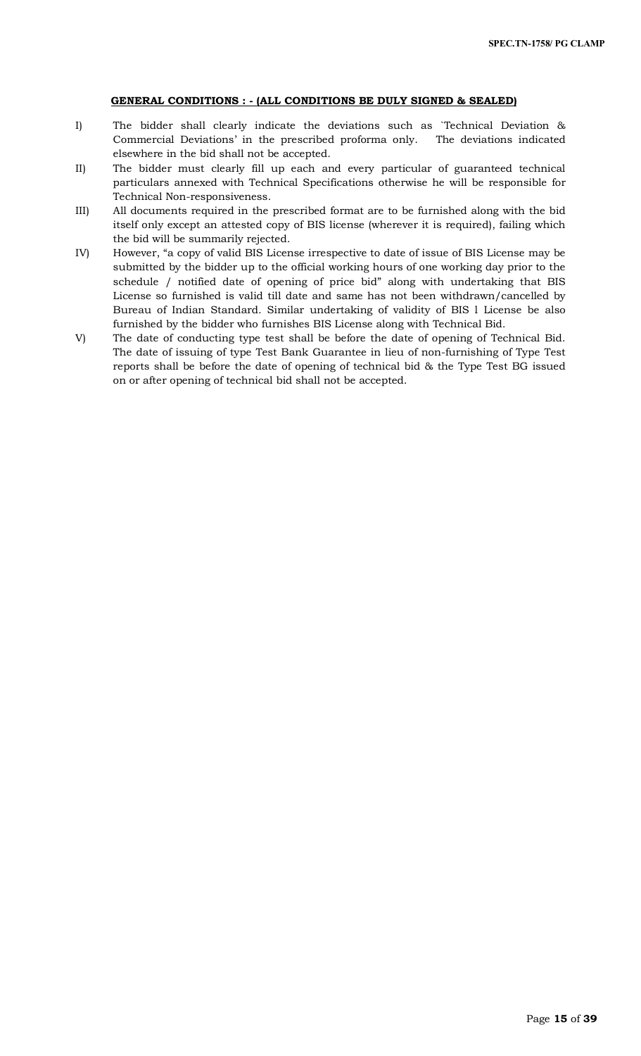**GENERAL CONDITIONS : - (ALL CONDITIONS BE DULY SIGNED & SEALED)**

I) The bidder shall clearly indicate the deviations such as `Technical Deviation & Commercial Deviations' in the prescribed proforma only. The deviations indicated elsewhere in the bid shall not be accepted.

II) The bidder must clearly fill up each and every particular of guaranteed technical particulars annexed with Technical Specifications otherwise he will be responsible for Technical Non-responsiveness.

III) All documents required in the prescribed format are to be furnished along with the bid itself only except an attested copy of BIS license (wherever it is required), failing which the bid will be summarily rejected.

IV) However, "a copy of valid BIS License irrespective to date of issue of BIS License may be submitted by the bidder up to the official working hours of one working day prior to the schedule / notified date of opening of price bid" along with undertaking that BIS License so furnished is valid till date and same has not been withdrawn/cancelled by Bureau of Indian Standard. Similar undertaking of validity of BIS l License be also furnished by the bidder who furnishes BIS License along with Technical Bid.

V) The date of conducting type test shall be before the date of opening of Technical Bid. The date of issuing of type Test Bank Guarantee in lieu of non-furnishing of Type Test reports shall be before the date of opening of technical bid & the Type Test BG issued on or after opening of technical bid shall not be accepted.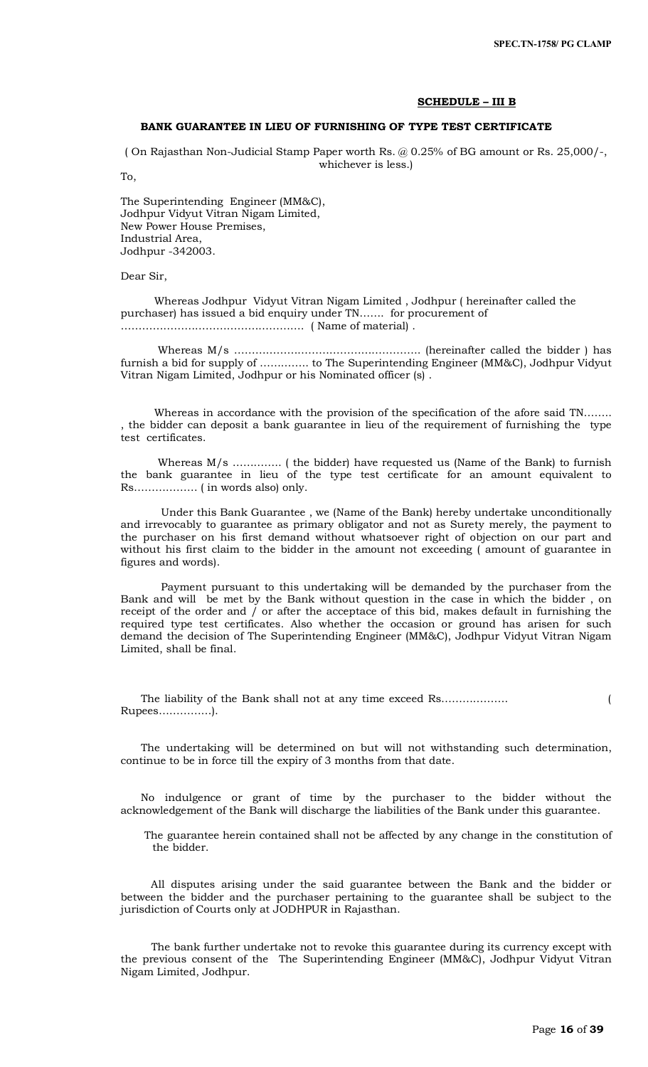## SCHEDULE – III B

### BANK GUARANTEE IN LIEU OF FURNISHING OF TYPE TEST CERTIFICATE

( On Rajasthan Non-Judicial Stamp Paper worth Rs. @ 0.25% of BG amount or Rs. 25,000/-, whichever is less.)

To,

The Superintending Engineer (MM&C),
Jodhpur Vidyut Vitran Nigam Limited,
New Power House Premises,
Industrial Area,
Jodhpur -342003.

Dear Sir,

Whereas Jodhpur Vidyut Vitran Nigam Limited , Jodhpur ( hereinafter called the purchaser) has issued a bid enquiry under TN……. for procurement of …………………………………………… ( Name of material) .

Whereas M/s …………………………………………….. (hereinafter called the bidder ) has furnish a bid for supply of …………. to The Superintending Engineer (MM&C), Jodhpur Vidyut Vitran Nigam Limited, Jodhpur or his Nominated officer (s) .

Whereas in accordance with the provision of the specification of the afore said TN…….. , the bidder can deposit a bank guarantee in lieu of the requirement of furnishing the type test certificates.

Whereas M/s …………. ( the bidder) have requested us (Name of the Bank) to furnish the bank guarantee in lieu of the type test certificate for an amount equivalent to Rs……………… ( in words also) only.

Under this Bank Guarantee , we (Name of the Bank) hereby undertake unconditionally and irrevocably to guarantee as primary obligator and not as Surety merely, the payment to the purchaser on his first demand without whatsoever right of objection on our part and without his first claim to the bidder in the amount not exceeding ( amount of guarantee in figures and words).

Payment pursuant to this undertaking will be demanded by the purchaser from the Bank and will be met by the Bank without question in the case in which the bidder , on receipt of the order and / or after the acceptace of this bid, makes default in furnishing the required type test certificates. Also whether the occasion or ground has arisen for such demand the decision of The Superintending Engineer (MM&C), Jodhpur Vidyut Vitran Nigam Limited, shall be final.

The liability of the Bank shall not at any time exceed Rs……………… ( Rupees……………).

The undertaking will be determined on but will not withstanding such determination, continue to be in force till the expiry of 3 months from that date.

No indulgence or grant of time by the purchaser to the bidder without the acknowledgement of the Bank will discharge the liabilities of the Bank under this guarantee.

The guarantee herein contained shall not be affected by any change in the constitution of the bidder.

All disputes arising under the said guarantee between the Bank and the bidder or between the bidder and the purchaser pertaining to the guarantee shall be subject to the jurisdiction of Courts only at JODHPUR in Rajasthan.

The bank further undertake not to revoke this guarantee during its currency except with the previous consent of the The Superintending Engineer (MM&C), Jodhpur Vidyut Vitran Nigam Limited, Jodhpur.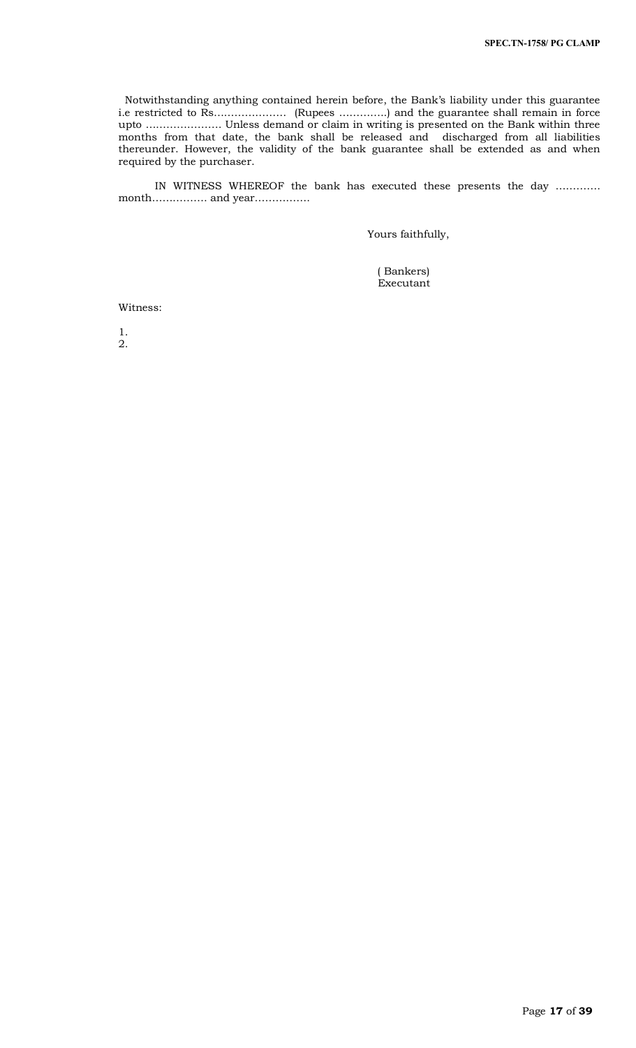Notwithstanding anything contained herein before, the Bank's liability under this guarantee i.e restricted to Rs………………… (Rupees ………….) and the guarantee shall remain in force upto …………………. Unless demand or claim in writing is presented on the Bank within three months from that date, the bank shall be released and discharged from all liabilities thereunder. However, the validity of the bank guarantee shall be extended as and when required by the purchaser.

IN WITNESS WHEREOF the bank has executed these presents the day ………… month……………. and year…………….

Yours faithfully,

( Bankers)
Executant

Witness:

1.
2.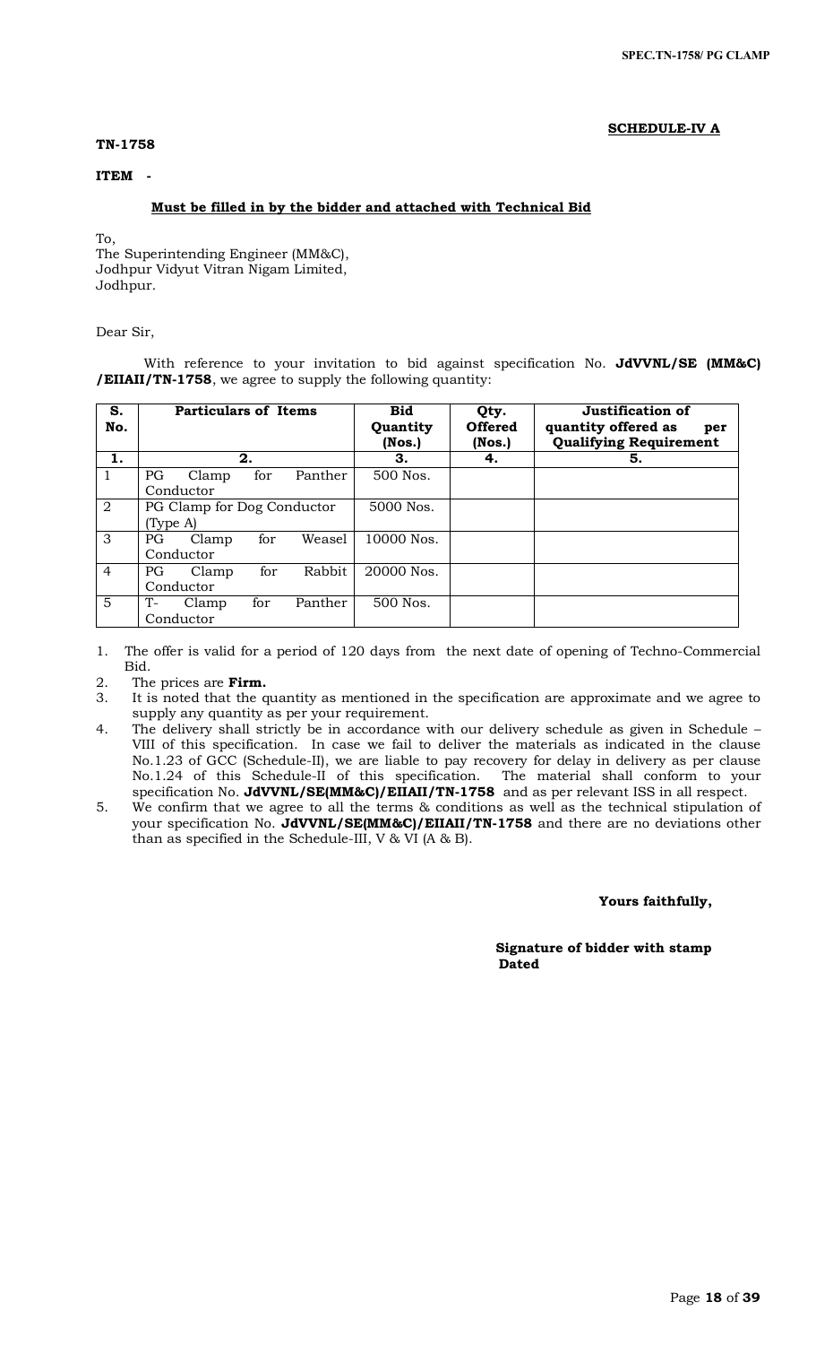**SCHEDULE-IV A**

**TN-1758**

**ITEM -**

**Must be filled in by the bidder and attached with Technical Bid**

To,
The Superintending Engineer (MM&C),
Jodhpur Vidyut Vitran Nigam Limited,
Jodhpur.

Dear Sir,

With reference to your invitation to bid against specification No. **JdVVNL/SE (MM&C) /EIIAII/TN-1758**, we agree to supply the following quantity:

| S. No. | Particulars of Items | Bid Quantity (Nos.) | Qty. Offered (Nos.) | Justification of quantity offered as per Qualifying Requirement |
|---|---|---|---|---|
| **1.** | **2.** | **3.** | **4.** | **5.** |
| 1 | PG Clamp for Panther Conductor | 500 Nos. | | |
| 2 | PG Clamp for Dog Conductor (Type A) | 5000 Nos. | | |
| 3 | PG Clamp for Weasel Conductor | 10000 Nos. | | |
| 4 | PG Clamp for Rabbit Conductor | 20000 Nos. | | |
| 5 | T- Clamp for Panther Conductor | 500 Nos. | | |

1. The offer is valid for a period of 120 days from the next date of opening of Techno-Commercial Bid.
2. The prices are **Firm.**
3. It is noted that the quantity as mentioned in the specification are approximate and we agree to supply any quantity as per your requirement.
4. The delivery shall strictly be in accordance with our delivery schedule as given in Schedule – VIII of this specification. In case we fail to deliver the materials as indicated in the clause No.1.23 of GCC (Schedule-II), we are liable to pay recovery for delay in delivery as per clause No.1.24 of this Schedule-II of this specification. The material shall conform to your specification No. **JdVVNL/SE(MM&C)/EIIAII/TN-1758** and as per relevant ISS in all respect.
5. We confirm that we agree to all the terms & conditions as well as the technical stipulation of your specification No. **JdVVNL/SE(MM&C)/EIIAII/TN-1758** and there are no deviations other than as specified in the Schedule-III, V & VI (A & B).

**Yours faithfully,**

**Signature of bidder with stamp**
**Dated**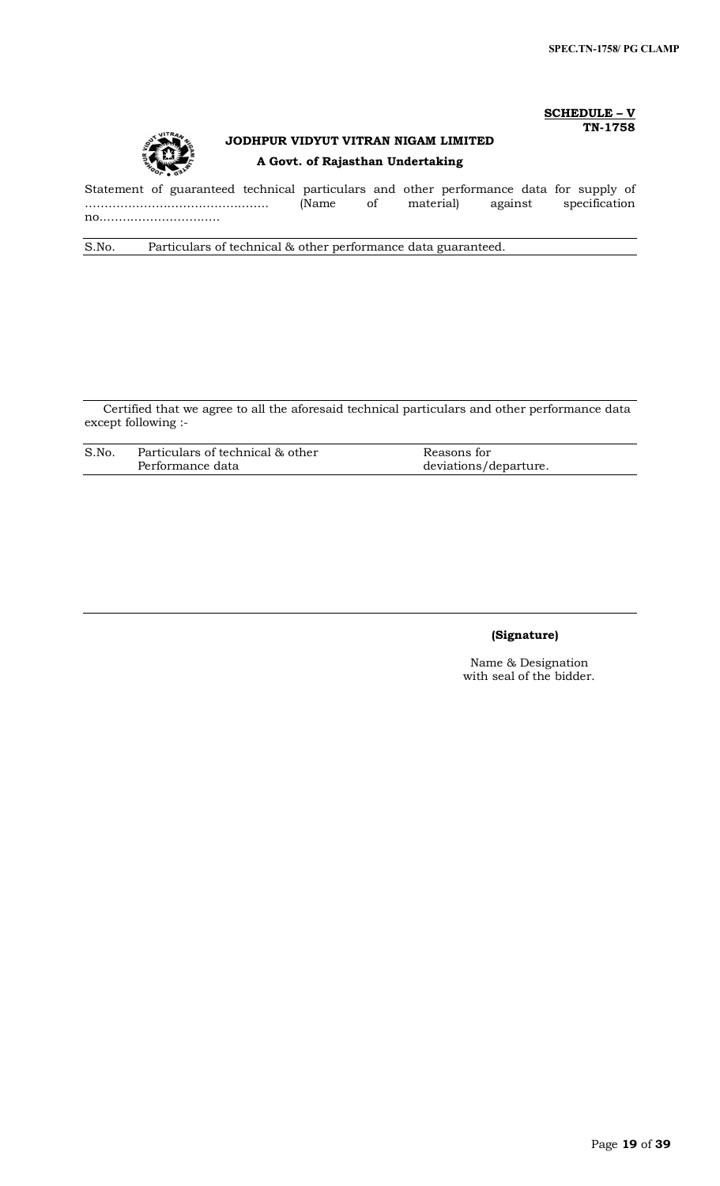**SCHEDULE – V**
**TN-1758**

**JODHPUR VIDYUT VITRAN NIGAM LIMITED**

**A Govt. of Rajasthan Undertaking**

Statement of guaranteed technical particulars and other performance data for supply of ……………………………………….. (Name of material) against specification no…………………………

| S.No. | Particulars of technical & other performance data guaranteed. |
|---|---|
| | |

Certified that we agree to all the aforesaid technical particulars and other performance data except following :-

| S.No. | Particulars of technical & other Performance data | Reasons for deviations/departure. |
|---|---|---|
| | | |

**(Signature)**

Name & Designation
with seal of the bidder.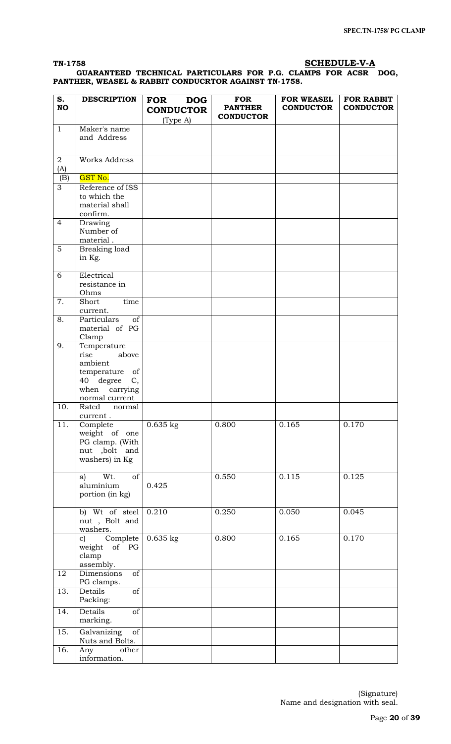**TN-1758** **SCHEDULE-V-A**

**GUARANTEED TECHNICAL PARTICULARS FOR P.G. CLAMPS FOR ACSR DOG, PANTHER, WEASEL & RABBIT CONDUCRTOR AGAINST TN-1758.**

| S. NO | DESCRIPTION | FOR DOG CONDUCTOR (Type A) | FOR PANTHER CONDUCTOR | FOR WEASEL CONDUCTOR | FOR RABBIT CONDUCTOR |
|---|---|---|---|---|---|
| 1 | Maker's name and Address | | | | |
| 2 (A) | Works Address | | | | |
| (B) | GST No. | | | | |
| 3 | Reference of ISS to which the material shall confirm. | | | | |
| 4 | Drawing Number of material . | | | | |
| 5 | Breaking load in Kg. | | | | |
| 6 | Electrical resistance in Ohms | | | | |
| 7. | Short time current. | | | | |
| 8. | Particulars of material of PG Clamp | | | | |
| 9. | Temperature rise above ambient temperature of 40 degree C, when carrying normal current | | | | |
| 10. | Rated normal current . | | | | |
| 11. | Complete weight of one PG clamp. (With nut ,bolt and washers) in Kg | 0.635 kg | 0.800 | 0.165 | 0.170 |
| | a) Wt. of aluminium portion (in kg) | 0.425 | 0.550 | 0.115 | 0.125 |
| | b) Wt of steel nut , Bolt and washers. | 0.210 | 0.250 | 0.050 | 0.045 |
| | c) Complete weight of PG clamp assembly. | 0.635 kg | 0.800 | 0.165 | 0.170 |
| 12 | Dimensions of PG clamps. | | | | |
| 13. | Details of Packing: | | | | |
| 14. | Details of marking. | | | | |
| 15. | Galvanizing of Nuts and Bolts. | | | | |
| 16. | Any other information. | | | | |

(Signature)
Name and designation with seal.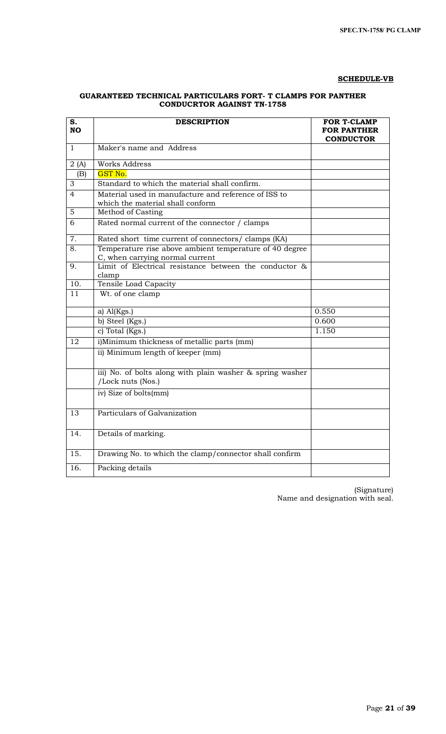**SCHEDULE-VB**

**GUARANTEED TECHNICAL PARTICULARS FORT- T CLAMPS FOR PANTHER CONDUCRTOR AGAINST TN-1758**

| S. NO | DESCRIPTION | FOR T-CLAMP FOR PANTHER CONDUCTOR |
|---|---|---|
| 1 | Maker's name and Address | |
| 2 (A) | Works Address | |
| (B) | GST No. | |
| 3 | Standard to which the material shall confirm. | |
| 4 | Material used in manufacture and reference of ISS to which the material shall conform | |
| 5 | Method of Casting | |
| 6 | Rated normal current of the connector / clamps | |
| 7. | Rated short time current of connectors/ clamps (KA) | |
| 8. | Temperature rise above ambient temperature of 40 degree C, when carrying normal current | |
| 9. | Limit of Electrical resistance between the conductor & clamp | |
| 10. | Tensile Load Capacity | |
| 11 | Wt. of one clamp | |
| | a) Al(Kgs.) | 0.550 |
| | b) Steel (Kgs.) | 0.600 |
| | c) Total (Kgs.) | 1.150 |
| 12 | i)Minimum thickness of metallic parts (mm) | |
| | ii) Minimum length of keeper (mm) | |
| | iii) No. of bolts along with plain washer & spring washer /Lock nuts (Nos.) | |
| | iv) Size of bolts(mm) | |
| 13 | Particulars of Galvanization | |
| 14. | Details of marking. | |
| 15. | Drawing No. to which the clamp/connector shall confirm | |
| 16. | Packing details | |

(Signature)
Name and designation with seal.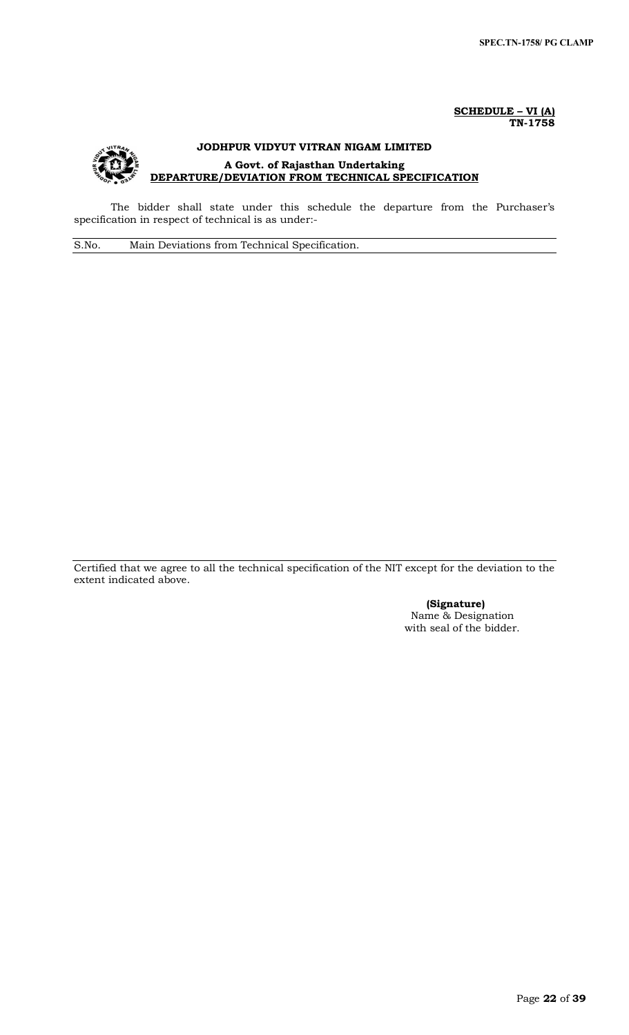**SCHEDULE – VI (A)**
**TN-1758**

**JODHPUR VIDYUT VITRAN NIGAM LIMITED**

**A Govt. of Rajasthan Undertaking**

**DEPARTURE/DEVIATION FROM TECHNICAL SPECIFICATION**

The bidder shall state under this schedule the departure from the Purchaser's specification in respect of technical is as under:-

| S.No. | Main Deviations from Technical Specification. |
|---|---|
| | |

Certified that we agree to all the technical specification of the NIT except for the deviation to the extent indicated above.

**(Signature)**
Name & Designation
with seal of the bidder.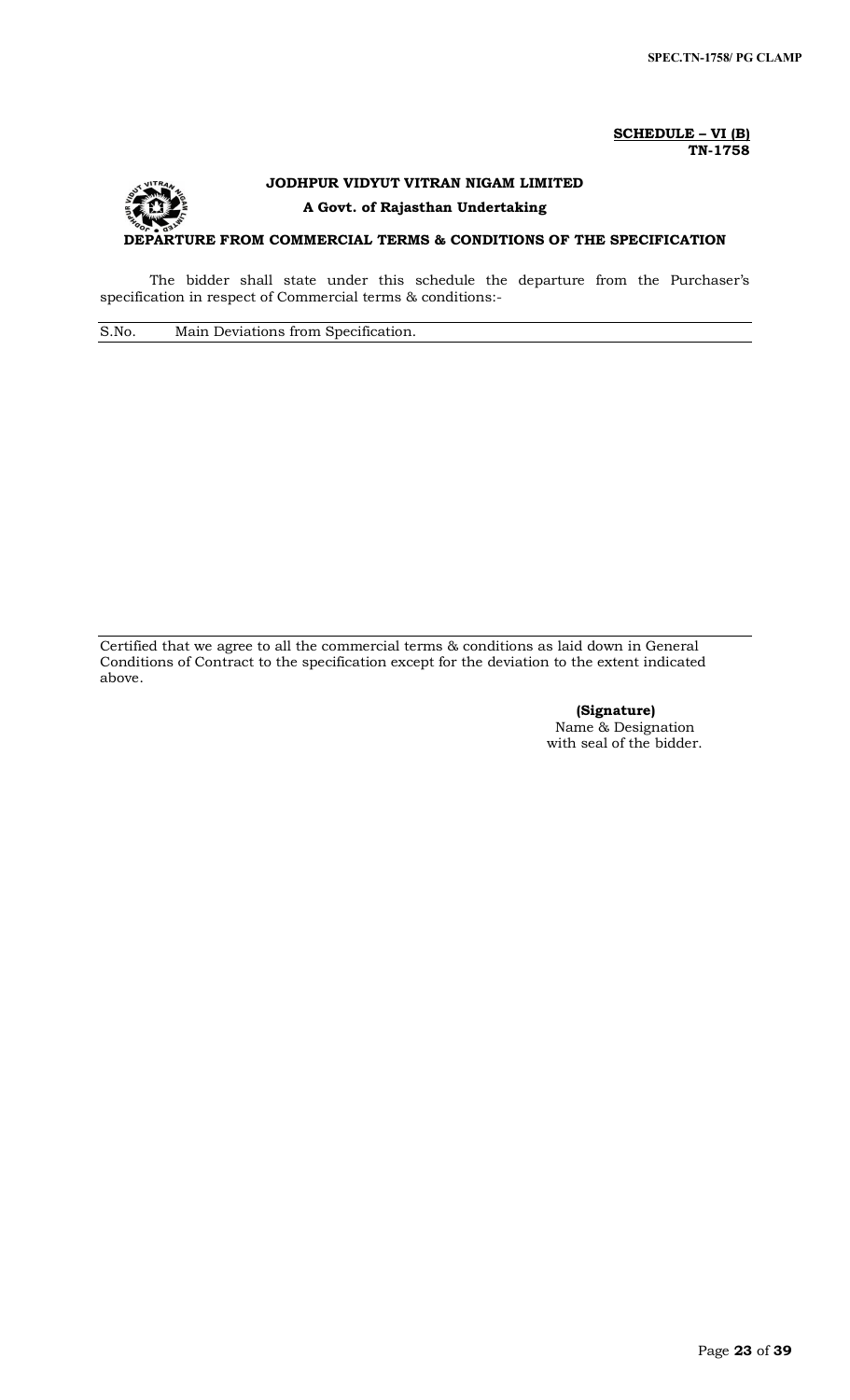**SCHEDULE – VI (B)**
**TN-1758**

**JODHPUR VIDYUT VITRAN NIGAM LIMITED**

**A Govt. of Rajasthan Undertaking**

**DEPARTURE FROM COMMERCIAL TERMS & CONDITIONS OF THE SPECIFICATION**

The bidder shall state under this schedule the departure from the Purchaser's specification in respect of Commercial terms & conditions:-

| S.No. | Main Deviations from Specification. |
| --- | --- |
| | |

Certified that we agree to all the commercial terms & conditions as laid down in General Conditions of Contract to the specification except for the deviation to the extent indicated above.

**(Signature)**
Name & Designation
with seal of the bidder.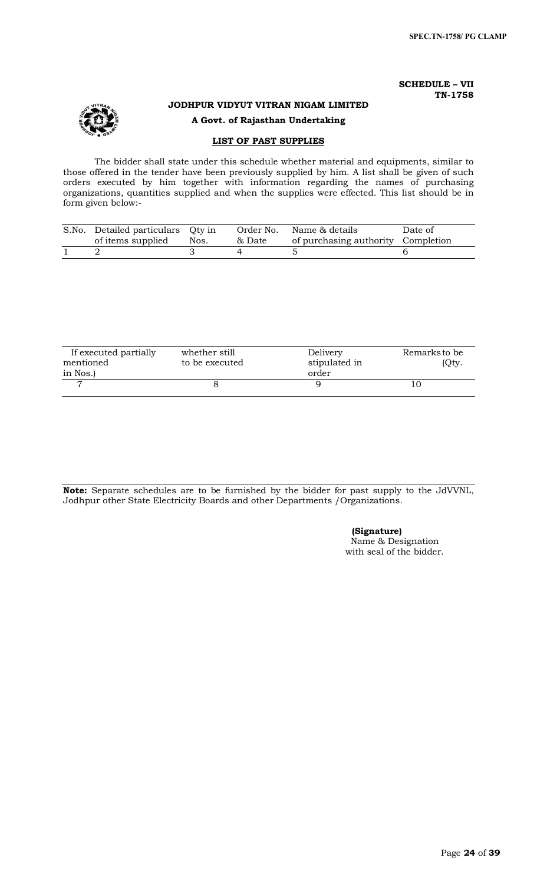**SCHEDULE – VII**
**TN-1758**

**JODHPUR VIDYUT VITRAN NIGAM LIMITED**

**A Govt. of Rajasthan Undertaking**

## LIST OF PAST SUPPLIES

The bidder shall state under this schedule whether material and equipments, similar to those offered in the tender have been previously supplied by him. A list shall be given of such orders executed by him together with information regarding the names of purchasing organizations, quantities supplied and when the supplies were effected. This list should be in form given below:-

| S.No. | Detailed particulars of items supplied | Qty in Nos. | Order No. & Date | Name & details of purchasing authority | Date of Completion |
|---|---|---|---|---|---|
| 1 | 2 | 3 | 4 | 5 | 6 |

| If executed partially mentioned in Nos.) | whether still to be executed | Delivery stipulated in order | Remarks to be (Qty. |
|---|---|---|---|
| 7 | 8 | 9 | 10 |

**Note:** Separate schedules are to be furnished by the bidder for past supply to the JdVVNL, Jodhpur other State Electricity Boards and other Departments /Organizations.

**(Signature)**
Name & Designation
with seal of the bidder.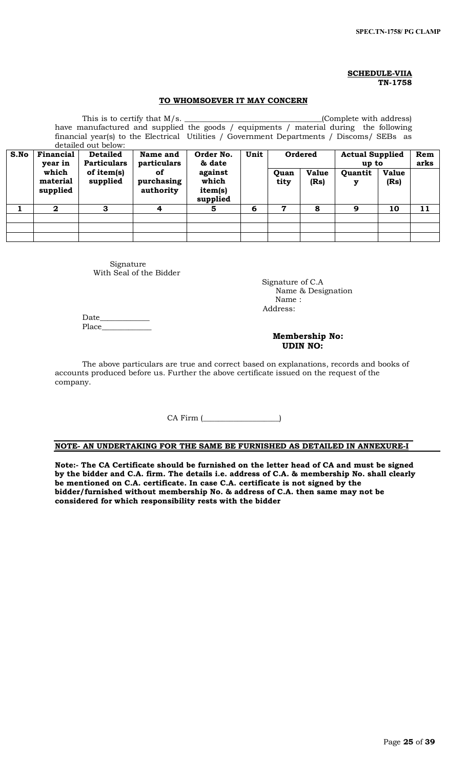**SCHEDULE-VIIA**
**TN-1758**

**TO WHOMSOEVER IT MAY CONCERN**

This is to certify that M/s. ________________________________(Complete with address) have manufactured and supplied the goods / equipments / material during the following financial year(s) to the Electrical Utilities / Government Departments / Discoms/ SEBs as detailed out below:

| S.No | Financial year in which material supplied | Detailed Particulars of item(s) supplied | Name and particulars of purchasing authority | Order No. & date against which item(s) supplied | Unit | Ordered | | Actual Supplied up to | | Remarks |
|---|---|---|---|---|---|---|---|---|---|---|
| | | | | | | Quantity | Value (Rs) | Quantity | Value (Rs) | |
| 1 | 2 | 3 | 4 | 5 | 6 | 7 | 8 | 9 | 10 | 11 |
| | | | | | | | | | | |
| | | | | | | | | | | |
| | | | | | | | | | | |

Signature
With Seal of the Bidder

Signature of C.A
Name & Designation
Name :
Address:

Date____________
Place____________

**Membership No:**
**UDIN NO:**

The above particulars are true and correct based on explanations, records and books of accounts produced before us. Further the above certificate issued on the request of the company.

CA Firm (__________________)

**NOTE- AN UNDERTAKING FOR THE SAME BE FURNISHED AS DETAILED IN ANNEXURE-I**

**Note:- The CA Certificate should be furnished on the letter head of CA and must be signed by the bidder and C.A. firm. The details i.e. address of C.A. & membership No. shall clearly be mentioned on C.A. certificate. In case C.A. certificate is not signed by the bidder/furnished without membership No. & address of C.A. then same may not be considered for which responsibility rests with the bidder**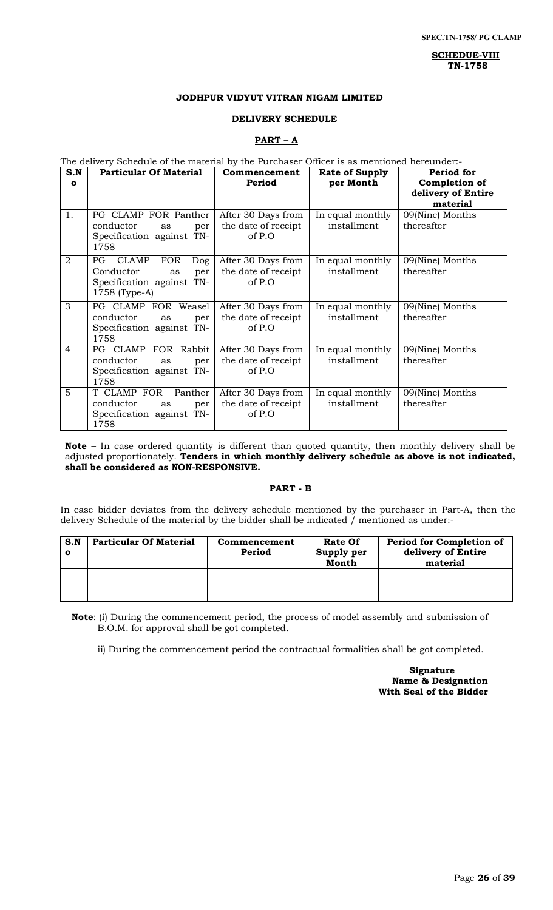**SCHEDUE-VIII**
**TN-1758**

## JODHPUR VIDYUT VITRAN NIGAM LIMITED

### DELIVERY SCHEDULE

### PART – A

The delivery Schedule of the material by the Purchaser Officer is as mentioned hereunder:-

| S.No | Particular Of Material | Commencement Period | Rate of Supply per Month | Period for Completion of delivery of Entire material |
|---|---|---|---|---|
| 1. | PG CLAMP FOR Panther conductor as per Specification against TN-1758 | After 30 Days from the date of receipt of P.O | In equal monthly installment | 09(Nine) Months thereafter |
| 2 | PG CLAMP FOR Dog Conductor as per Specification against TN-1758 (Type-A) | After 30 Days from the date of receipt of P.O | In equal monthly installment | 09(Nine) Months thereafter |
| 3 | PG CLAMP FOR Weasel conductor as per Specification against TN-1758 | After 30 Days from the date of receipt of P.O | In equal monthly installment | 09(Nine) Months thereafter |
| 4 | PG CLAMP FOR Rabbit conductor as per Specification against TN-1758 | After 30 Days from the date of receipt of P.O | In equal monthly installment | 09(Nine) Months thereafter |
| 5 | T CLAMP FOR Panther conductor as per Specification against TN-1758 | After 30 Days from the date of receipt of P.O | In equal monthly installment | 09(Nine) Months thereafter |

**Note –** In case ordered quantity is different than quoted quantity, then monthly delivery shall be adjusted proportionately. **Tenders in which monthly delivery schedule as above is not indicated, shall be considered as NON-RESPONSIVE.**

### PART - B

In case bidder deviates from the delivery schedule mentioned by the purchaser in Part-A, then the delivery Schedule of the material by the bidder shall be indicated / mentioned as under:-

| S.No | Particular Of Material | Commencement Period | Rate Of Supply per Month | Period for Completion of delivery of Entire material |
|---|---|---|---|---|
| | | | | |

**Note**: (i) During the commencement period, the process of model assembly and submission of B.O.M. for approval shall be got completed.

ii) During the commencement period the contractual formalities shall be got completed.

**Signature**
**Name & Designation**
**With Seal of the Bidder**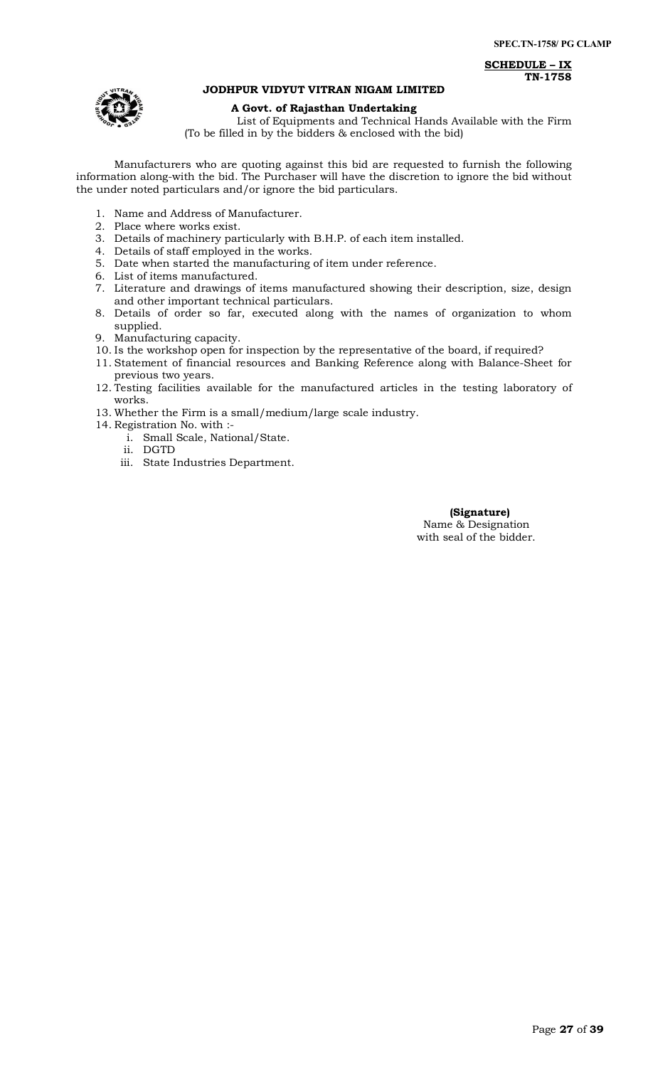**SCHEDULE – IX**
**TN-1758**

**JODHPUR VIDYUT VITRAN NIGAM LIMITED**

**A Govt. of Rajasthan Undertaking**

List of Equipments and Technical Hands Available with the Firm
(To be filled in by the bidders & enclosed with the bid)

Manufacturers who are quoting against this bid are requested to furnish the following information along-with the bid. The Purchaser will have the discretion to ignore the bid without the under noted particulars and/or ignore the bid particulars.

1. Name and Address of Manufacturer.
2. Place where works exist.
3. Details of machinery particularly with B.H.P. of each item installed.
4. Details of staff employed in the works.
5. Date when started the manufacturing of item under reference.
6. List of items manufactured.
7. Literature and drawings of items manufactured showing their description, size, design and other important technical particulars.
8. Details of order so far, executed along with the names of organization to whom supplied.
9. Manufacturing capacity.
10. Is the workshop open for inspection by the representative of the board, if required?
11. Statement of financial resources and Banking Reference along with Balance-Sheet for previous two years.
12. Testing facilities available for the manufactured articles in the testing laboratory of works.
13. Whether the Firm is a small/medium/large scale industry.
14. Registration No. with :-
    i. Small Scale, National/State.
    ii. DGTD
    iii. State Industries Department.

**(Signature)**
Name & Designation
with seal of the bidder.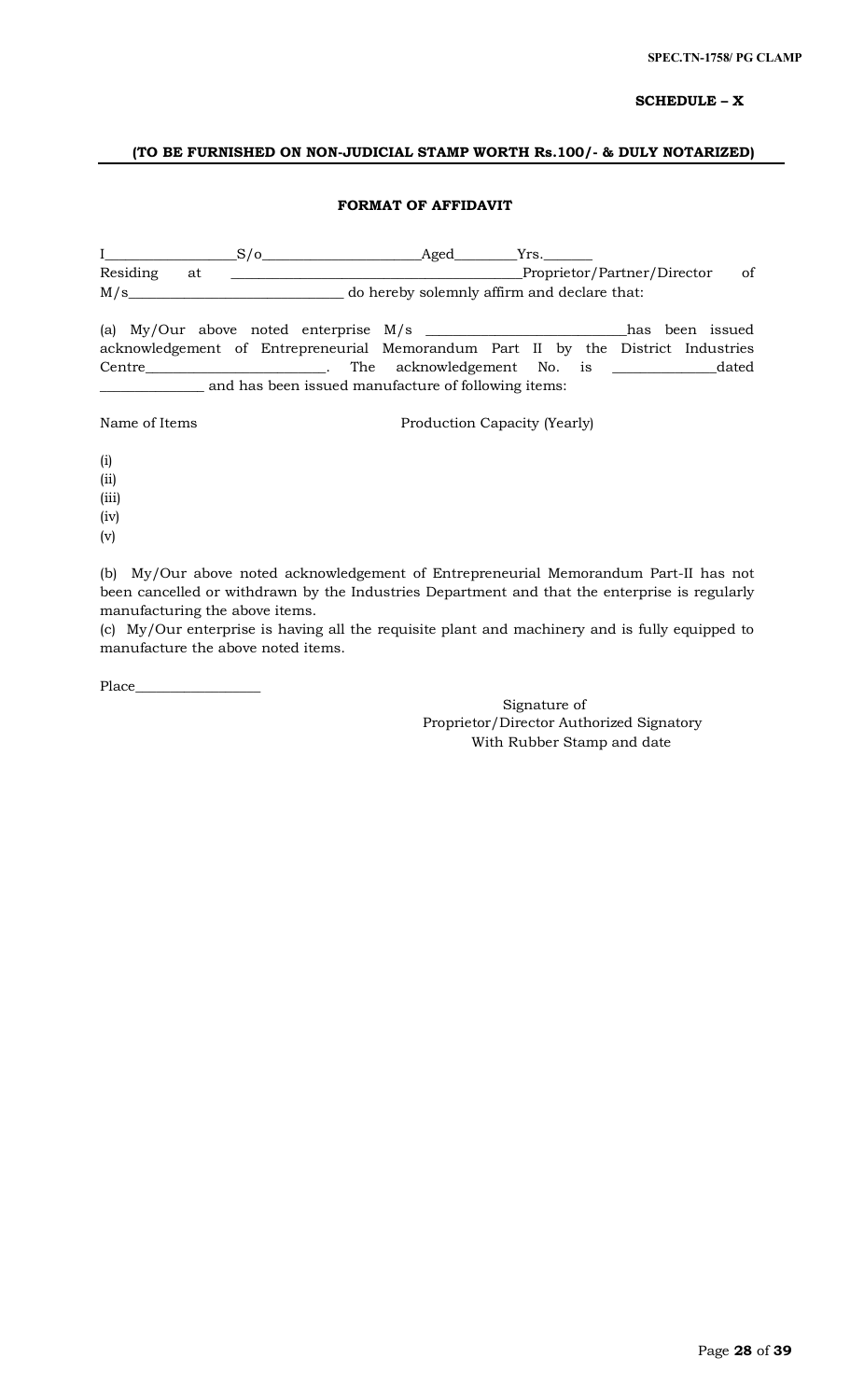**SCHEDULE – X**

**(TO BE FURNISHED ON NON-JUDICIAL STAMP WORTH Rs.100/- & DULY NOTARIZED)**

**FORMAT OF AFFIDAVIT**

I__________________S/o______________________Aged_________Yrs._______
Residing at ________________________________________Proprietor/Partner/Director of M/s______________________________ do hereby solemnly affirm and declare that:

(a) My/Our above noted enterprise M/s ____________________________has been issued acknowledgement of Entrepreneurial Memorandum Part II by the District Industries Centre_________________________. The acknowledgement No. is ______________dated ______________ and has been issued manufacture of following items:

Name of Items　　　　　　　　　　Production Capacity (Yearly)

(i)
(ii)
(iii)
(iv)
(v)

(b) My/Our above noted acknowledgement of Entrepreneurial Memorandum Part-II has not been cancelled or withdrawn by the Industries Department and that the enterprise is regularly manufacturing the above items.

(c) My/Our enterprise is having all the requisite plant and machinery and is fully equipped to manufacture the above noted items.

Place__________________

Signature of
Proprietor/Director Authorized Signatory
With Rubber Stamp and date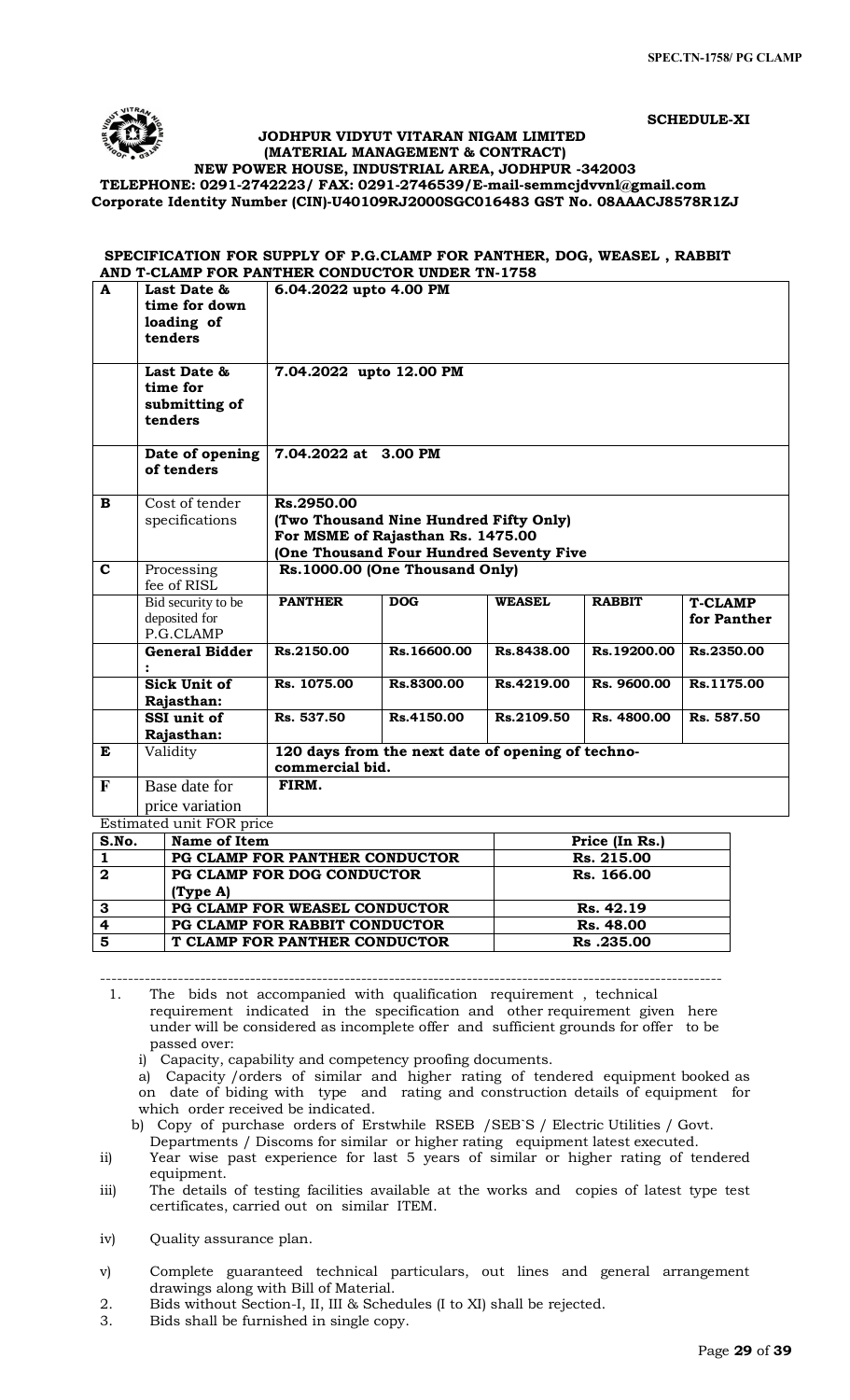SPEC.TN-1758/ PG CLAMP

**SCHEDULE-XI**

**JODHPUR VIDYUT VITARAN NIGAM LIMITED**
**(MATERIAL MANAGEMENT & CONTRACT)**
**NEW POWER HOUSE, INDUSTRIAL AREA, JODHPUR -342003**
**TELEPHONE: 0291-2742223/ FAX: 0291-2746539/E-mail-semmcjdvvnl@gmail.com**
**Corporate Identity Number (CIN)-U40109RJ2000SGC016483 GST No. 08AAACJ8578R1ZJ**

**SPECIFICATION FOR SUPPLY OF P.G.CLAMP FOR PANTHER, DOG, WEASEL , RABBIT AND T-CLAMP FOR PANTHER CONDUCTOR UNDER TN-1758**

| | | | | | | |
|---|---|---|---|---|---|---|
| **A** | **Last Date & time for down loading of tenders** | **6.04.2022 upto 4.00 PM** | | | | |
| | **Last Date & time for submitting of tenders** | **7.04.2022 upto 12.00 PM** | | | | |
| | **Date of opening of tenders** | **7.04.2022 at 3.00 PM** | | | | |
| **B** | Cost of tender specifications | **Rs.2950.00 (Two Thousand Nine Hundred Fifty Only) For MSME of Rajasthan Rs. 1475.00 (One Thousand Four Hundred Seventy Five** | | | | |
| **C** | Processing fee of RISL | **Rs.1000.00 (One Thousand Only)** | | | | |
| | Bid security to be deposited for P.G.CLAMP | **PANTHER** | **DOG** | **WEASEL** | **RABBIT** | **T-CLAMP for Panther** |
| | **General Bidder :** | **Rs.2150.00** | **Rs.16600.00** | **Rs.8438.00** | **Rs.19200.00** | **Rs.2350.00** |
| | **Sick Unit of Rajasthan:** | **Rs. 1075.00** | **Rs.8300.00** | **Rs.4219.00** | **Rs. 9600.00** | **Rs.1175.00** |
| | **SSI unit of Rajasthan:** | **Rs. 537.50** | **Rs.4150.00** | **Rs.2109.50** | **Rs. 4800.00** | **Rs. 587.50** |
| **E** | Validity | **120 days from the next date of opening of techno-commercial bid.** | | | | |
| **F** | Base date for price variation | **FIRM.** | | | | |

Estimated unit FOR price

| S.No. | Name of Item | Price (In Rs.) |
|---|---|---|
| **1** | **PG CLAMP FOR PANTHER CONDUCTOR** | **Rs. 215.00** |
| **2** | **PG CLAMP FOR DOG CONDUCTOR (Type A)** | **Rs. 166.00** |
| **3** | **PG CLAMP FOR WEASEL CONDUCTOR** | **Rs. 42.19** |
| **4** | **PG CLAMP FOR RABBIT CONDUCTOR** | **Rs. 48.00** |
| **5** | **T CLAMP FOR PANTHER CONDUCTOR** | **Rs .235.00** |

---

1. The bids not accompanied with qualification requirement , technical requirement indicated in the specification and other requirement given here under will be considered as incomplete offer and sufficient grounds for offer to be passed over:
   i) Capacity, capability and competency proofing documents.
   a) Capacity /orders of similar and higher rating of tendered equipment booked as on date of biding with type and rating and construction details of equipment for which order received be indicated.
   b) Copy of purchase orders of Erstwhile RSEB /SEB`S / Electric Utilities / Govt. Departments / Discoms for similar or higher rating equipment latest executed.

ii) Year wise past experience for last 5 years of similar or higher rating of tendered equipment.

iii) The details of testing facilities available at the works and copies of latest type test certificates, carried out on similar ITEM.

iv) Quality assurance plan.

v) Complete guaranteed technical particulars, out lines and general arrangement drawings along with Bill of Material.

2. Bids without Section-I, II, III & Schedules (I to XI) shall be rejected.
3. Bids shall be furnished in single copy.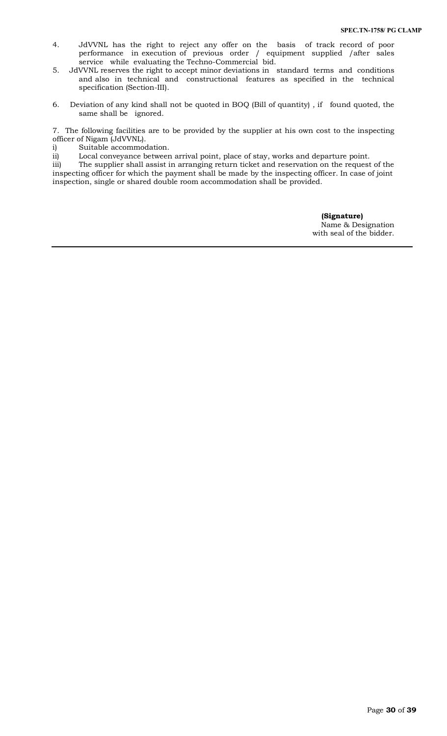4. JdVVNL has the right to reject any offer on the basis of track record of poor performance in execution of previous order / equipment supplied /after sales service while evaluating the Techno-Commercial bid.
5. JdVVNL reserves the right to accept minor deviations in standard terms and conditions and also in technical and constructional features as specified in the technical specification (Section-III).

6. Deviation of any kind shall not be quoted in BOQ (Bill of quantity) , if found quoted, the same shall be ignored.

7. The following facilities are to be provided by the supplier at his own cost to the inspecting officer of Nigam (JdVVNL).

i) Suitable accommodation.
ii) Local conveyance between arrival point, place of stay, works and departure point.
iii) The supplier shall assist in arranging return ticket and reservation on the request of the inspecting officer for which the payment shall be made by the inspecting officer. In case of joint inspection, single or shared double room accommodation shall be provided.

**(Signature)**
Name & Designation
with seal of the bidder.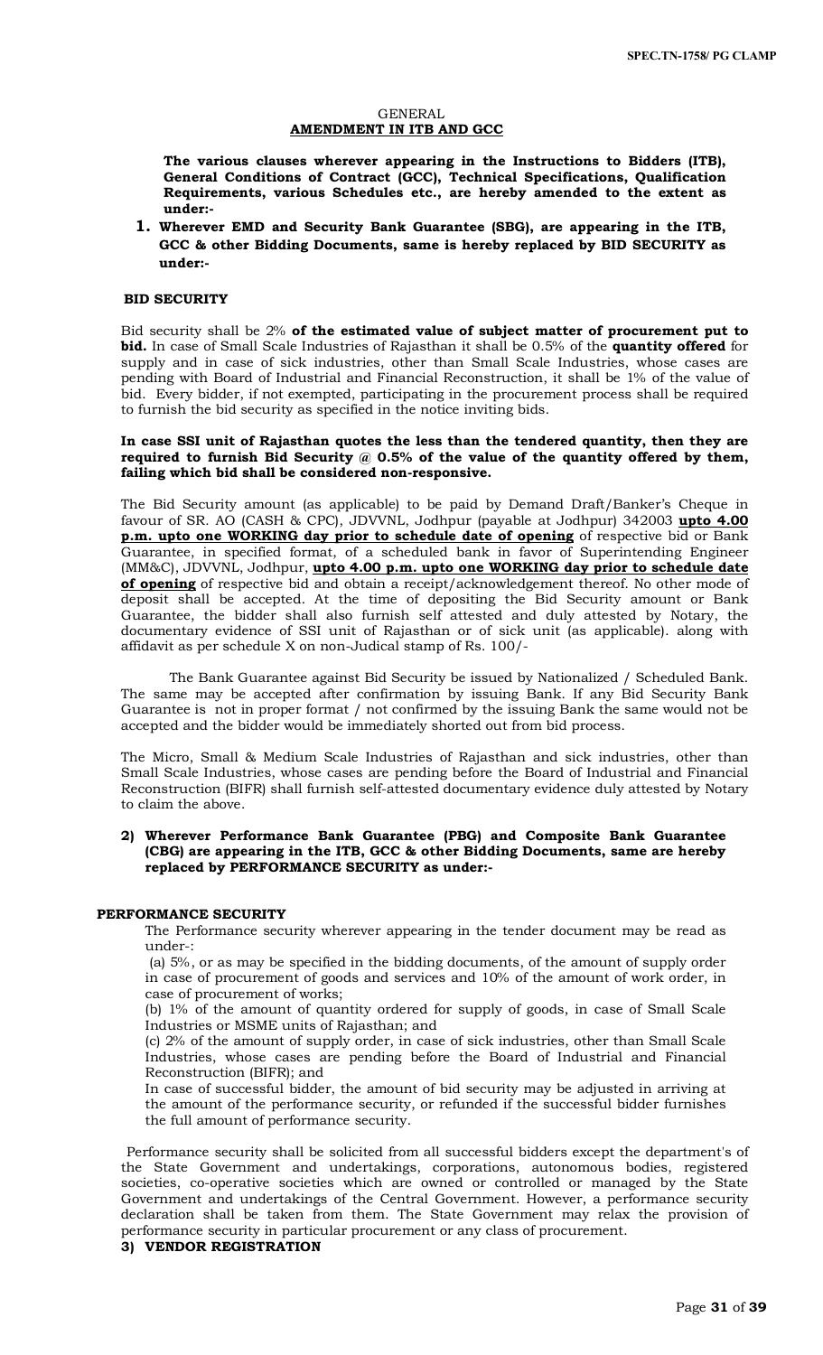GENERAL

**AMENDMENT IN ITB AND GCC**

**The various clauses wherever appearing in the Instructions to Bidders (ITB), General Conditions of Contract (GCC), Technical Specifications, Qualification Requirements, various Schedules etc., are hereby amended to the extent as under:-**

**1. Wherever EMD and Security Bank Guarantee (SBG), are appearing in the ITB, GCC & other Bidding Documents, same is hereby replaced by BID SECURITY as under:-**

**BID SECURITY**

Bid security shall be 2% **of the estimated value of subject matter of procurement put to bid.** In case of Small Scale Industries of Rajasthan it shall be 0.5% of the **quantity offered** for supply and in case of sick industries, other than Small Scale Industries, whose cases are pending with Board of Industrial and Financial Reconstruction, it shall be 1% of the value of bid. Every bidder, if not exempted, participating in the procurement process shall be required to furnish the bid security as specified in the notice inviting bids.

**In case SSI unit of Rajasthan quotes the less than the tendered quantity, then they are required to furnish Bid Security @ 0.5% of the value of the quantity offered by them, failing which bid shall be considered non-responsive.**

The Bid Security amount (as applicable) to be paid by Demand Draft/Banker's Cheque in favour of SR. AO (CASH & CPC), JDVVNL, Jodhpur (payable at Jodhpur) 342003 **upto 4.00 p.m. upto one WORKING day prior to schedule date of opening** of respective bid or Bank Guarantee, in specified format, of a scheduled bank in favor of Superintending Engineer (MM&C), JDVVNL, Jodhpur, **upto 4.00 p.m. upto one WORKING day prior to schedule date of opening** of respective bid and obtain a receipt/acknowledgement thereof. No other mode of deposit shall be accepted. At the time of depositing the Bid Security amount or Bank Guarantee, the bidder shall also furnish self attested and duly attested by Notary, the documentary evidence of SSI unit of Rajasthan or of sick unit (as applicable). along with affidavit as per schedule X on non-Judical stamp of Rs. 100/-

The Bank Guarantee against Bid Security be issued by Nationalized / Scheduled Bank. The same may be accepted after confirmation by issuing Bank. If any Bid Security Bank Guarantee is not in proper format / not confirmed by the issuing Bank the same would not be accepted and the bidder would be immediately shorted out from bid process.

The Micro, Small & Medium Scale Industries of Rajasthan and sick industries, other than Small Scale Industries, whose cases are pending before the Board of Industrial and Financial Reconstruction (BIFR) shall furnish self-attested documentary evidence duly attested by Notary to claim the above.

**2) Wherever Performance Bank Guarantee (PBG) and Composite Bank Guarantee (CBG) are appearing in the ITB, GCC & other Bidding Documents, same are hereby replaced by PERFORMANCE SECURITY as under:-**

**PERFORMANCE SECURITY**

The Performance security wherever appearing in the tender document may be read as under-:

(a) 5%, or as may be specified in the bidding documents, of the amount of supply order in case of procurement of goods and services and 10% of the amount of work order, in case of procurement of works;

(b) 1% of the amount of quantity ordered for supply of goods, in case of Small Scale Industries or MSME units of Rajasthan; and

(c) 2% of the amount of supply order, in case of sick industries, other than Small Scale Industries, whose cases are pending before the Board of Industrial and Financial Reconstruction (BIFR); and

In case of successful bidder, the amount of bid security may be adjusted in arriving at the amount of the performance security, or refunded if the successful bidder furnishes the full amount of performance security.

Performance security shall be solicited from all successful bidders except the department's of the State Government and undertakings, corporations, autonomous bodies, registered societies, co-operative societies which are owned or controlled or managed by the State Government and undertakings of the Central Government. However, a performance security declaration shall be taken from them. The State Government may relax the provision of performance security in particular procurement or any class of procurement.

**3) VENDOR REGISTRATION**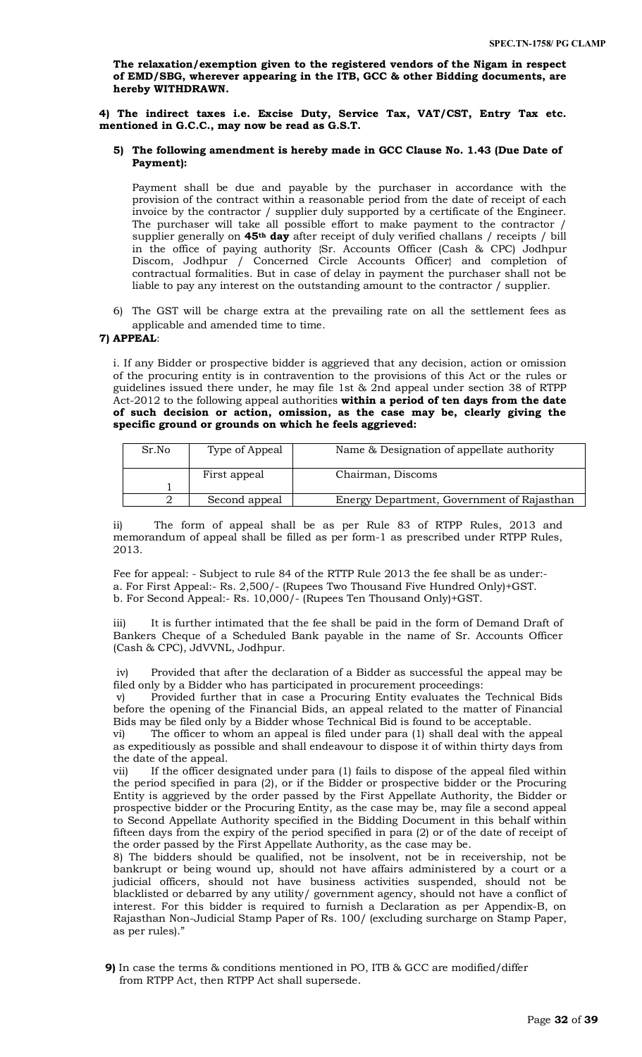**The relaxation/exemption given to the registered vendors of the Nigam in respect of EMD/SBG, wherever appearing in the ITB, GCC & other Bidding documents, are hereby WITHDRAWN.**

**4) The indirect taxes i.e. Excise Duty, Service Tax, VAT/CST, Entry Tax etc. mentioned in G.C.C., may now be read as G.S.T.**

**5) The following amendment is hereby made in GCC Clause No. 1.43 (Due Date of Payment):**

Payment shall be due and payable by the purchaser in accordance with the provision of the contract within a reasonable period from the date of receipt of each invoice by the contractor / supplier duly supported by a certificate of the Engineer. The purchaser will take all possible effort to make payment to the contractor / supplier generally on **45th day** after receipt of duly verified challans / receipts / bill in the office of paying authority {Sr. Accounts Officer (Cash & CPC) Jodhpur Discom, Jodhpur / Concerned Circle Accounts Officer} and completion of contractual formalities. But in case of delay in payment the purchaser shall not be liable to pay any interest on the outstanding amount to the contractor / supplier.

6) The GST will be charge extra at the prevailing rate on all the settlement fees as applicable and amended time to time.

**7) APPEAL**:

i. If any Bidder or prospective bidder is aggrieved that any decision, action or omission of the procuring entity is in contravention to the provisions of this Act or the rules or guidelines issued there under, he may file 1st & 2nd appeal under section 38 of RTPP Act-2012 to the following appeal authorities **within a period of ten days from the date of such decision or action, omission, as the case may be, clearly giving the specific ground or grounds on which he feels aggrieved:**

| Sr.No | Type of Appeal | Name & Designation of appellate authority |
|---|---|---|
| 1 | First appeal | Chairman, Discoms |
| 2 | Second appeal | Energy Department, Government of Rajasthan |

ii) The form of appeal shall be as per Rule 83 of RTPP Rules, 2013 and memorandum of appeal shall be filled as per form-1 as prescribed under RTPP Rules, 2013.

Fee for appeal: - Subject to rule 84 of the RTTP Rule 2013 the fee shall be as under:-
a. For First Appeal:- Rs. 2,500/- (Rupees Two Thousand Five Hundred Only)+GST.
b. For Second Appeal:- Rs. 10,000/- (Rupees Ten Thousand Only)+GST.

iii) It is further intimated that the fee shall be paid in the form of Demand Draft of Bankers Cheque of a Scheduled Bank payable in the name of Sr. Accounts Officer (Cash & CPC), JdVVNL, Jodhpur.

iv) Provided that after the declaration of a Bidder as successful the appeal may be filed only by a Bidder who has participated in procurement proceedings:

v) Provided further that in case a Procuring Entity evaluates the Technical Bids before the opening of the Financial Bids, an appeal related to the matter of Financial Bids may be filed only by a Bidder whose Technical Bid is found to be acceptable.

vi) The officer to whom an appeal is filed under para (1) shall deal with the appeal as expeditiously as possible and shall endeavour to dispose it of within thirty days from the date of the appeal.

vii) If the officer designated under para (1) fails to dispose of the appeal filed within the period specified in para (2), or if the Bidder or prospective bidder or the Procuring Entity is aggrieved by the order passed by the First Appellate Authority, the Bidder or prospective bidder or the Procuring Entity, as the case may be, may file a second appeal to Second Appellate Authority specified in the Bidding Document in this behalf within fifteen days from the expiry of the period specified in para (2) or of the date of receipt of the order passed by the First Appellate Authority, as the case may be.

8) The bidders should be qualified, not be insolvent, not be in receivership, not be bankrupt or being wound up, should not have affairs administered by a court or a judicial officers, should not have business activities suspended, should not be blacklisted or debarred by any utility/ government agency, should not have a conflict of interest. For this bidder is required to furnish a Declaration as per Appendix-B, on Rajasthan Non-Judicial Stamp Paper of Rs. 100/ (excluding surcharge on Stamp Paper, as per rules)."

**9)** In case the terms & conditions mentioned in PO, ITB & GCC are modified/differ from RTPP Act, then RTPP Act shall supersede.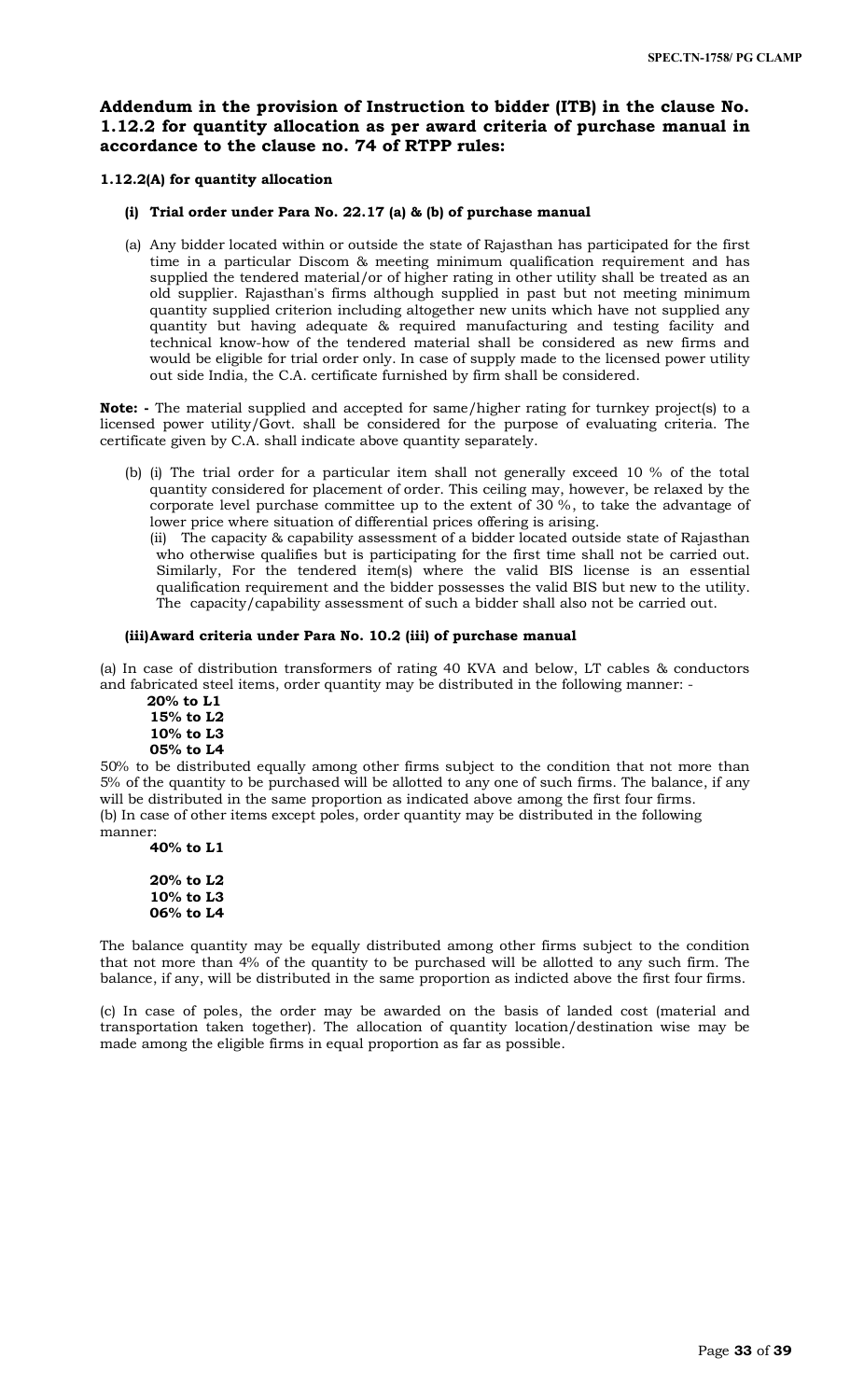## Addendum in the provision of Instruction to bidder (ITB) in the clause No. 1.12.2 for quantity allocation as per award criteria of purchase manual in accordance to the clause no. 74 of RTPP rules:

**1.12.2(A) for quantity allocation**

**(i) Trial order under Para No. 22.17 (a) & (b) of purchase manual**

(a) Any bidder located within or outside the state of Rajasthan has participated for the first time in a particular Discom & meeting minimum qualification requirement and has supplied the tendered material/or of higher rating in other utility shall be treated as an old supplier. Rajasthan's firms although supplied in past but not meeting minimum quantity supplied criterion including altogether new units which have not supplied any quantity but having adequate & required manufacturing and testing facility and technical know-how of the tendered material shall be considered as new firms and would be eligible for trial order only. In case of supply made to the licensed power utility out side India, the C.A. certificate furnished by firm shall be considered.

**Note: -** The material supplied and accepted for same/higher rating for turnkey project(s) to a licensed power utility/Govt. shall be considered for the purpose of evaluating criteria. The certificate given by C.A. shall indicate above quantity separately.

(b) (i) The trial order for a particular item shall not generally exceed 10 % of the total quantity considered for placement of order. This ceiling may, however, be relaxed by the corporate level purchase committee up to the extent of 30 %, to take the advantage of lower price where situation of differential prices offering is arising.

(ii) The capacity & capability assessment of a bidder located outside state of Rajasthan who otherwise qualifies but is participating for the first time shall not be carried out. Similarly, For the tendered item(s) where the valid BIS license is an essential qualification requirement and the bidder possesses the valid BIS but new to the utility. The capacity/capability assessment of such a bidder shall also not be carried out.

**(iii) Award criteria under Para No. 10.2 (iii) of purchase manual**

(a) In case of distribution transformers of rating 40 KVA and below, LT cables & conductors and fabricated steel items, order quantity may be distributed in the following manner: -

**20% to L1**
**15% to L2**
**10% to L3**
**05% to L4**

50% to be distributed equally among other firms subject to the condition that not more than 5% of the quantity to be purchased will be allotted to any one of such firms. The balance, if any will be distributed in the same proportion as indicated above among the first four firms.

(b) In case of other items except poles, order quantity may be distributed in the following manner:

**40% to L1**

**20% to L2**
**10% to L3**
**06% to L4**

The balance quantity may be equally distributed among other firms subject to the condition that not more than 4% of the quantity to be purchased will be allotted to any such firm. The balance, if any, will be distributed in the same proportion as indicted above the first four firms.

(c) In case of poles, the order may be awarded on the basis of landed cost (material and transportation taken together). The allocation of quantity location/destination wise may be made among the eligible firms in equal proportion as far as possible.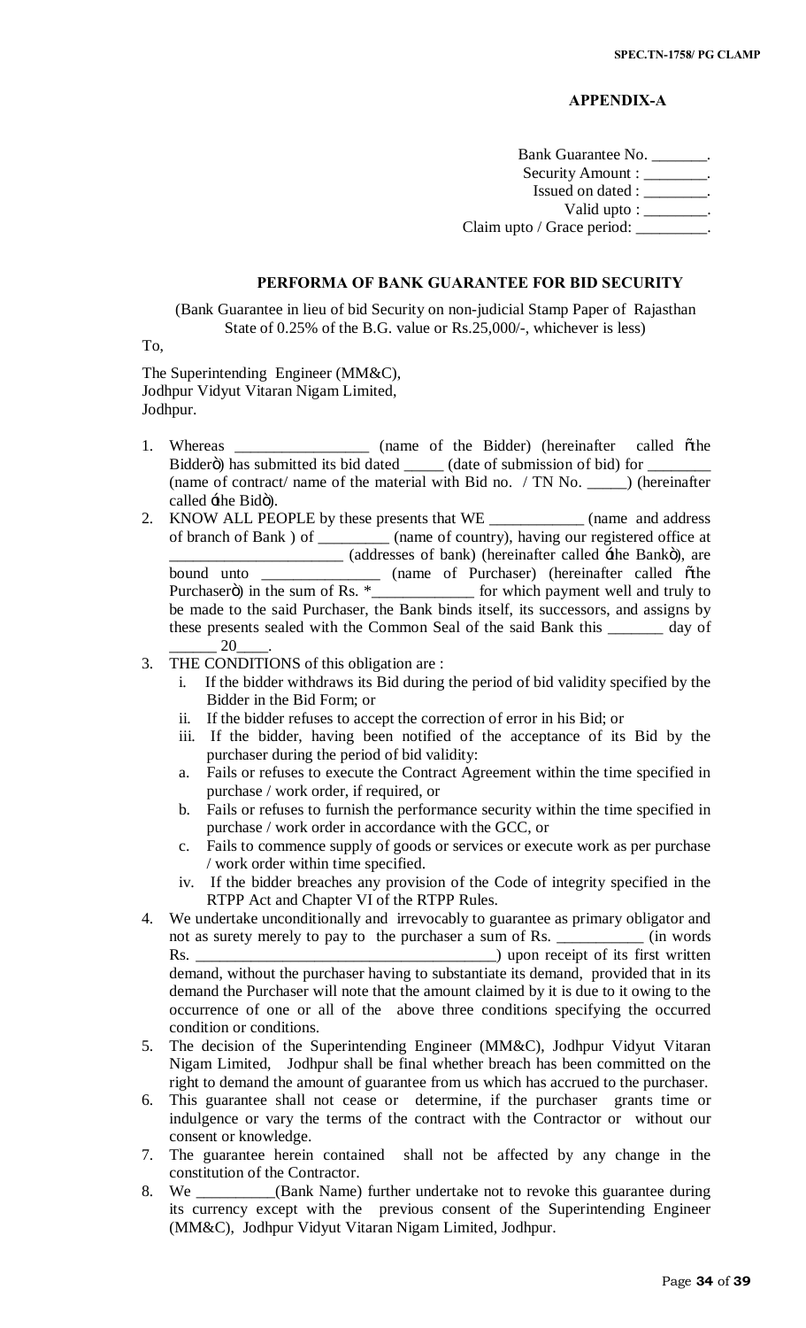**APPENDIX-A**

Bank Guarantee No. _______.
Security Amount : ________.
Issued on dated : ________.
Valid upto : ________.
Claim upto / Grace period: _________.

**PERFORMA OF BANK GUARANTEE FOR BID SECURITY**

(Bank Guarantee in lieu of bid Security on non-judicial Stamp Paper of Rajasthan State of 0.25% of the B.G. value or Rs.25,000/-, whichever is less)

To,

The Superintending Engineer (MM&C),
Jodhpur Vidyut Vitaran Nigam Limited,
Jodhpur.

1. Whereas _________________ (name of the Bidder) (hereinafter called "the Bidder") has submitted its bid dated _____ (date of submission of bid) for ________ (name of contract/ name of the material with Bid no. / TN No. _____) (hereinafter called 'the Bid').
2. KNOW ALL PEOPLE by these presents that WE ____________ (name and address of branch of Bank ) of _________ (name of country), having our registered office at ______________________ (addresses of bank) (hereinafter called 'the Bank"), are bound unto _______________ (name of Purchaser) (hereinafter called "the Purchaser") in the sum of Rs. *_____________ for which payment well and truly to be made to the said Purchaser, the Bank binds itself, its successors, and assigns by these presents sealed with the Common Seal of the said Bank this _______ day of ______ 20____.
3. THE CONDITIONS of this obligation are :
   i. If the bidder withdraws its Bid during the period of bid validity specified by the Bidder in the Bid Form; or
   ii. If the bidder refuses to accept the correction of error in his Bid; or
   iii. If the bidder, having been notified of the acceptance of its Bid by the purchaser during the period of bid validity:
   a. Fails or refuses to execute the Contract Agreement within the time specified in purchase / work order, if required, or
   b. Fails or refuses to furnish the performance security within the time specified in purchase / work order in accordance with the GCC, or
   c. Fails to commence supply of goods or services or execute work as per purchase / work order within time specified.
   iv. If the bidder breaches any provision of the Code of integrity specified in the RTPP Act and Chapter VI of the RTPP Rules.
4. We undertake unconditionally and irrevocably to guarantee as primary obligator and not as surety merely to pay to the purchaser a sum of Rs. ___________ (in words Rs. ______________________________________) upon receipt of its first written demand, without the purchaser having to substantiate its demand, provided that in its demand the Purchaser will note that the amount claimed by it is due to it owing to the occurrence of one or all of the above three conditions specifying the occurred condition or conditions.
5. The decision of the Superintending Engineer (MM&C), Jodhpur Vidyut Vitaran Nigam Limited, Jodhpur shall be final whether breach has been committed on the right to demand the amount of guarantee from us which has accrued to the purchaser.
6. This guarantee shall not cease or determine, if the purchaser grants time or indulgence or vary the terms of the contract with the Contractor or without our consent or knowledge.
7. The guarantee herein contained shall not be affected by any change in the constitution of the Contractor.
8. We __________(Bank Name) further undertake not to revoke this guarantee during its currency except with the previous consent of the Superintending Engineer (MM&C), Jodhpur Vidyut Vitaran Nigam Limited, Jodhpur.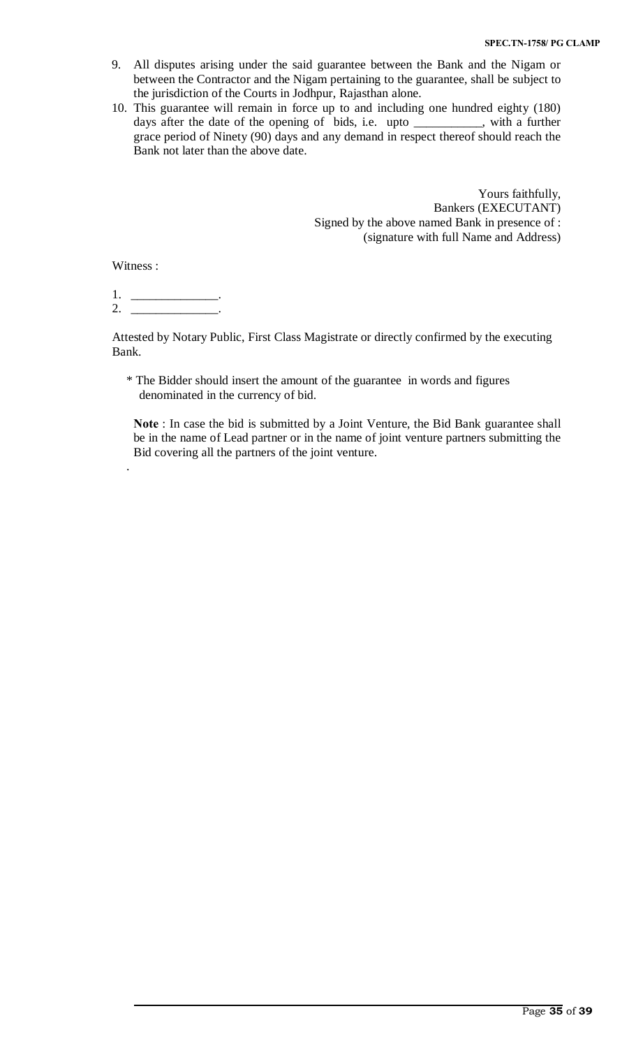9. All disputes arising under the said guarantee between the Bank and the Nigam or between the Contractor and the Nigam pertaining to the guarantee, shall be subject to the jurisdiction of the Courts in Jodhpur, Rajasthan alone.
10. This guarantee will remain in force up to and including one hundred eighty (180) days after the date of the opening of bids, i.e. upto ___________, with a further grace period of Ninety (90) days and any demand in respect thereof should reach the Bank not later than the above date.

Yours faithfully,
Bankers (EXECUTANT)
Signed by the above named Bank in presence of :
(signature with full Name and Address)

Witness :

1. ______________.
2. ______________.

Attested by Notary Public, First Class Magistrate or directly confirmed by the executing Bank.

* The Bidder should insert the amount of the guarantee in words and figures denominated in the currency of bid.

**Note** : In case the bid is submitted by a Joint Venture, the Bid Bank guarantee shall be in the name of Lead partner or in the name of joint venture partners submitting the Bid covering all the partners of the joint venture.

.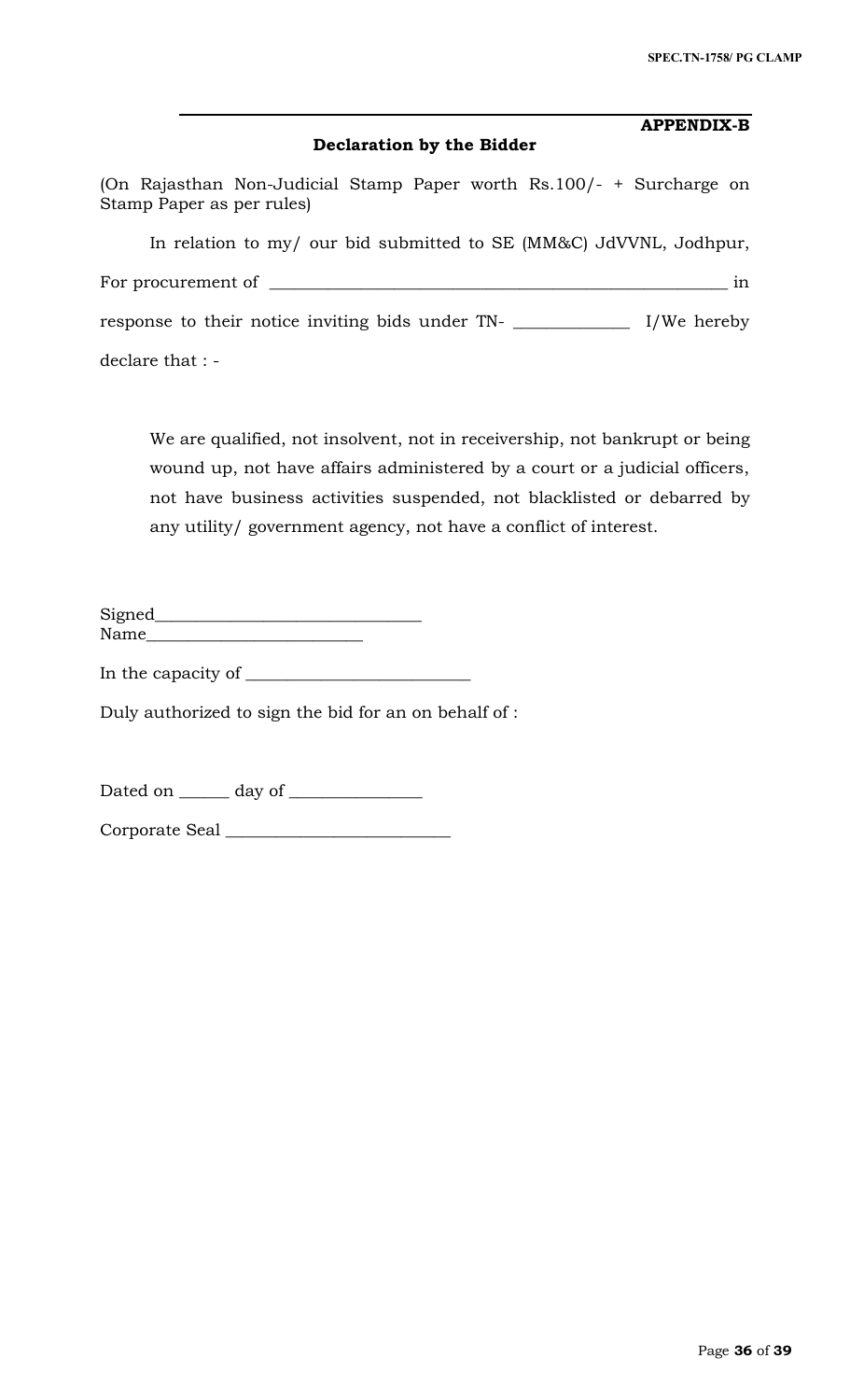**APPENDIX-B**

**Declaration by the Bidder**

(On Rajasthan Non-Judicial Stamp Paper worth Rs.100/- + Surcharge on Stamp Paper as per rules)

In relation to my/ our bid submitted to SE (MM&C) JdVVNL, Jodhpur, For procurement of ______________________________________________________ in response to their notice inviting bids under TN- _____________ I/We hereby declare that : -

We are qualified, not insolvent, not in receivership, not bankrupt or being wound up, not have affairs administered by a court or a judicial officers, not have business activities suspended, not blacklisted or debarred by any utility/ government agency, not have a conflict of interest.

Signed______________________________

Name_________________________

In the capacity of __________________________

Duly authorized to sign the bid for an on behalf of :

Dated on ______ day of _______________

Corporate Seal __________________________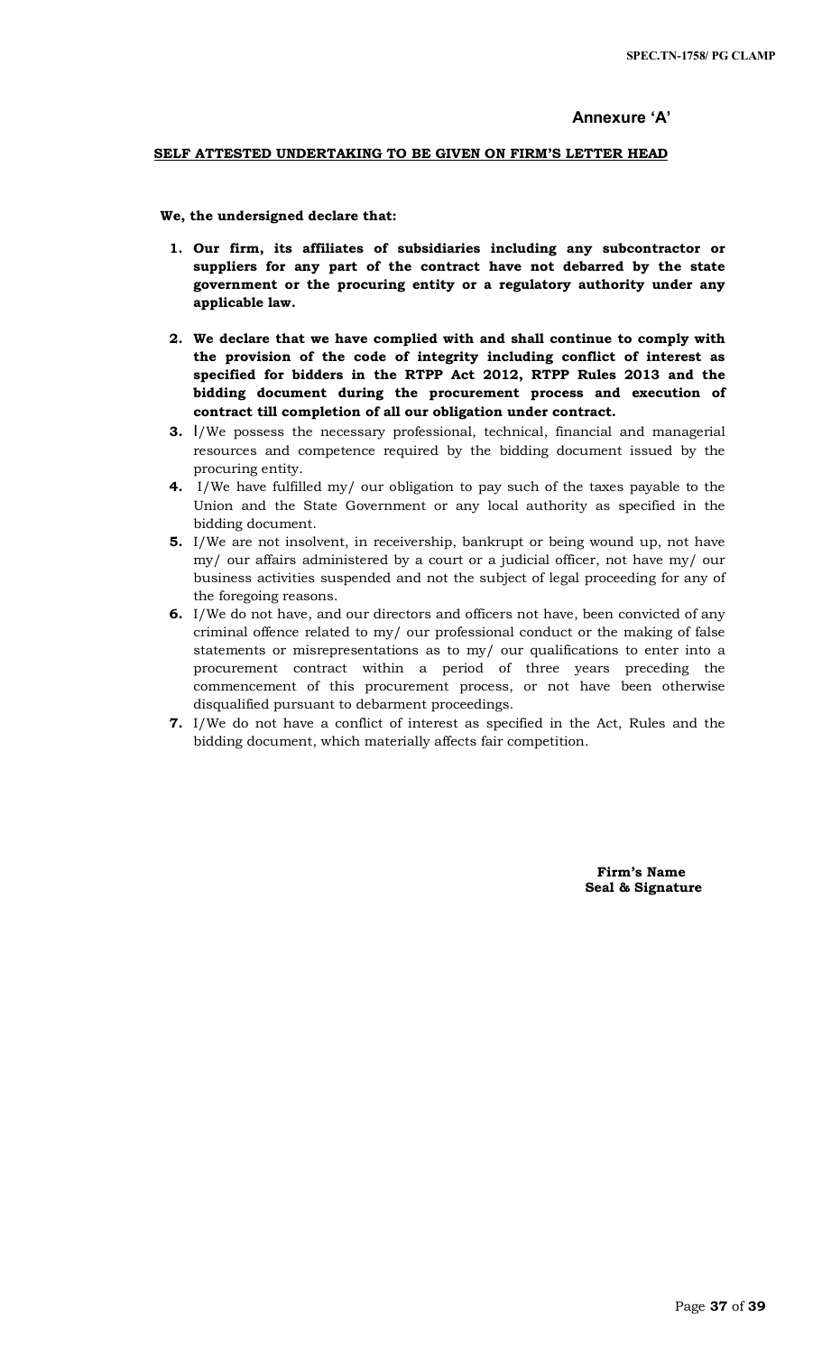**Annexure 'A'**

**SELF ATTESTED UNDERTAKING TO BE GIVEN ON FIRM'S LETTER HEAD**

**We, the undersigned declare that:**

1. **Our firm, its affiliates of subsidiaries including any subcontractor or suppliers for any part of the contract have not debarred by the state government or the procuring entity or a regulatory authority under any applicable law.**
2. **We declare that we have complied with and shall continue to comply with the provision of the code of integrity including conflict of interest as specified for bidders in the RTPP Act 2012, RTPP Rules 2013 and the bidding document during the procurement process and execution of contract till completion of all our obligation under contract.**
3. I/We possess the necessary professional, technical, financial and managerial resources and competence required by the bidding document issued by the procuring entity.
4. I/We have fulfilled my/ our obligation to pay such of the taxes payable to the Union and the State Government or any local authority as specified in the bidding document.
5. I/We are not insolvent, in receivership, bankrupt or being wound up, not have my/ our affairs administered by a court or a judicial officer, not have my/ our business activities suspended and not the subject of legal proceeding for any of the foregoing reasons.
6. I/We do not have, and our directors and officers not have, been convicted of any criminal offence related to my/ our professional conduct or the making of false statements or misrepresentations as to my/ our qualifications to enter into a procurement contract within a period of three years preceding the commencement of this procurement process, or not have been otherwise disqualified pursuant to debarment proceedings.
7. I/We do not have a conflict of interest as specified in the Act, Rules and the bidding document, which materially affects fair competition.

**Firm's Name**
**Seal & Signature**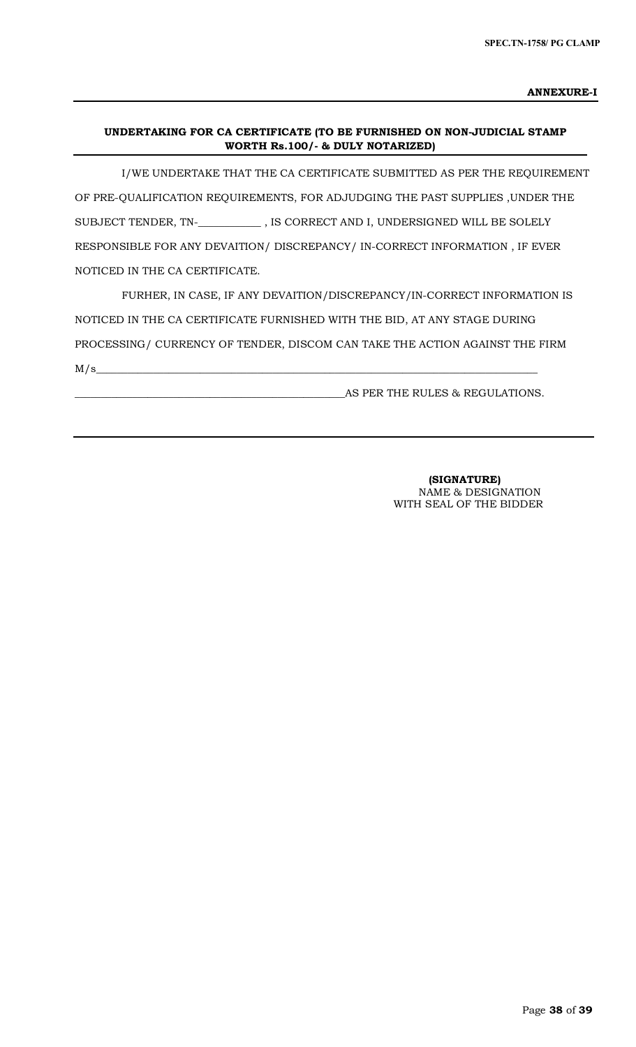**ANNEXURE-I**

**UNDERTAKING FOR CA CERTIFICATE (TO BE FURNISHED ON NON-JUDICIAL STAMP WORTH Rs.100/- & DULY NOTARIZED)**

I/WE UNDERTAKE THAT THE CA CERTIFICATE SUBMITTED AS PER THE REQUIREMENT OF PRE-QUALIFICATION REQUIREMENTS, FOR ADJUDGING THE PAST SUPPLIES ,UNDER THE SUBJECT TENDER, TN-___________ , IS CORRECT AND I, UNDERSIGNED WILL BE SOLELY RESPONSIBLE FOR ANY DEVAITION/ DISCREPANCY/ IN-CORRECT INFORMATION , IF EVER NOTICED IN THE CA CERTIFICATE.

FURHER, IN CASE, IF ANY DEVAITION/DISCREPANCY/IN-CORRECT INFORMATION IS NOTICED IN THE CA CERTIFICATE FURNISHED WITH THE BID, AT ANY STAGE DURING PROCESSING/ CURRENCY OF TENDER, DISCOM CAN TAKE THE ACTION AGAINST THE FIRM M/s_______________________________________________________________________________

__________________________________________________AS PER THE RULES & REGULATIONS.

---

**(SIGNATURE)**
NAME & DESIGNATION
WITH SEAL OF THE BIDDER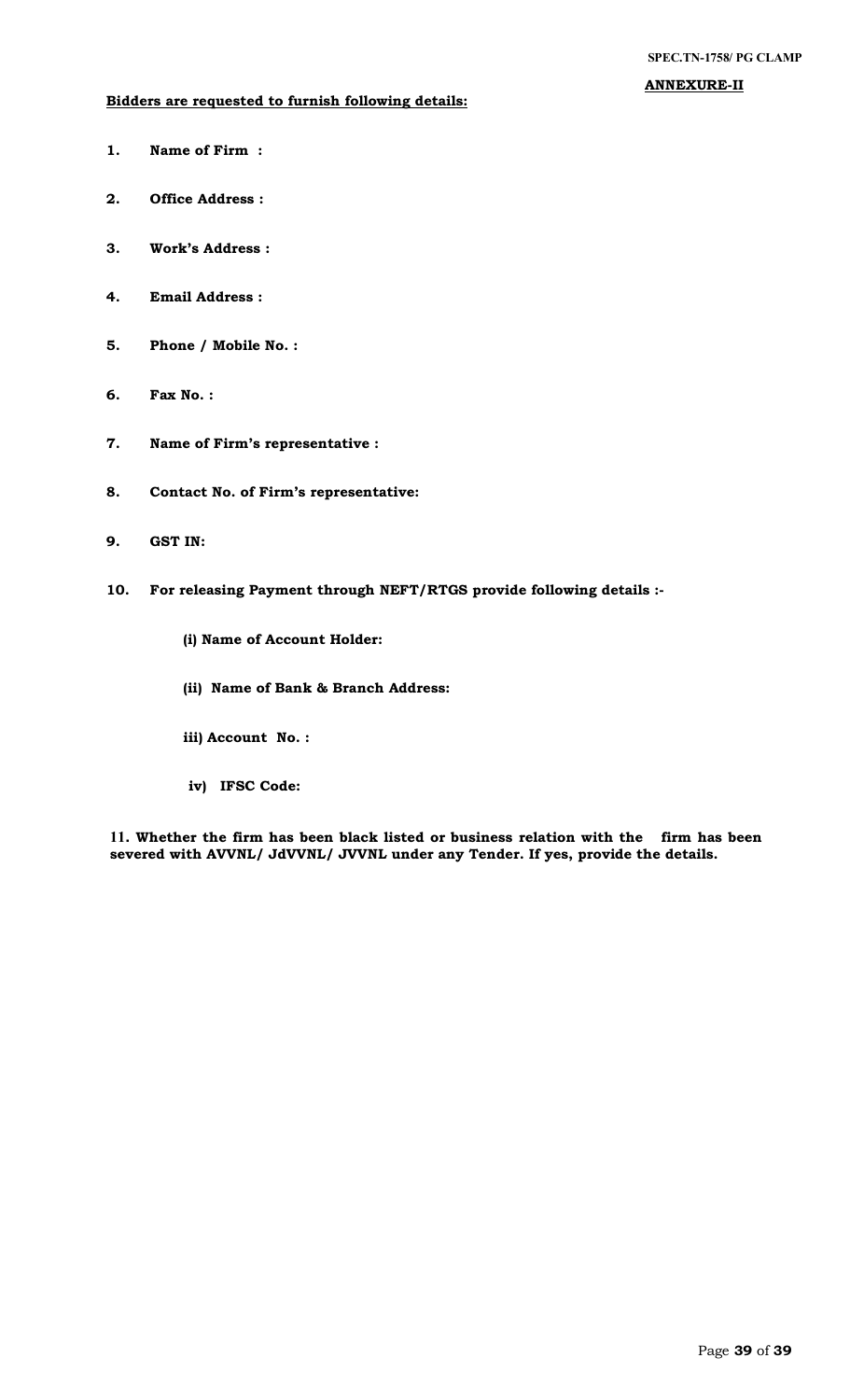**ANNEXURE-II**

**Bidders are requested to furnish following details:**

1. **Name of Firm :**

2. **Office Address :**

3. **Work's Address :**

4. **Email Address :**

5. **Phone / Mobile No. :**

6. **Fax No. :**

7. **Name of Firm's representative :**

8. **Contact No. of Firm's representative:**

9. **GST IN:**

10. **For releasing Payment through NEFT/RTGS provide following details :-**

    **(i) Name of Account Holder:**

    **(ii) Name of Bank & Branch Address:**

    **iii) Account No. :**

    **iv) IFSC Code:**

**11. Whether the firm has been black listed or business relation with the firm has been severed with AVVNL/ JdVVNL/ JVVNL under any Tender. If yes, provide the details.**